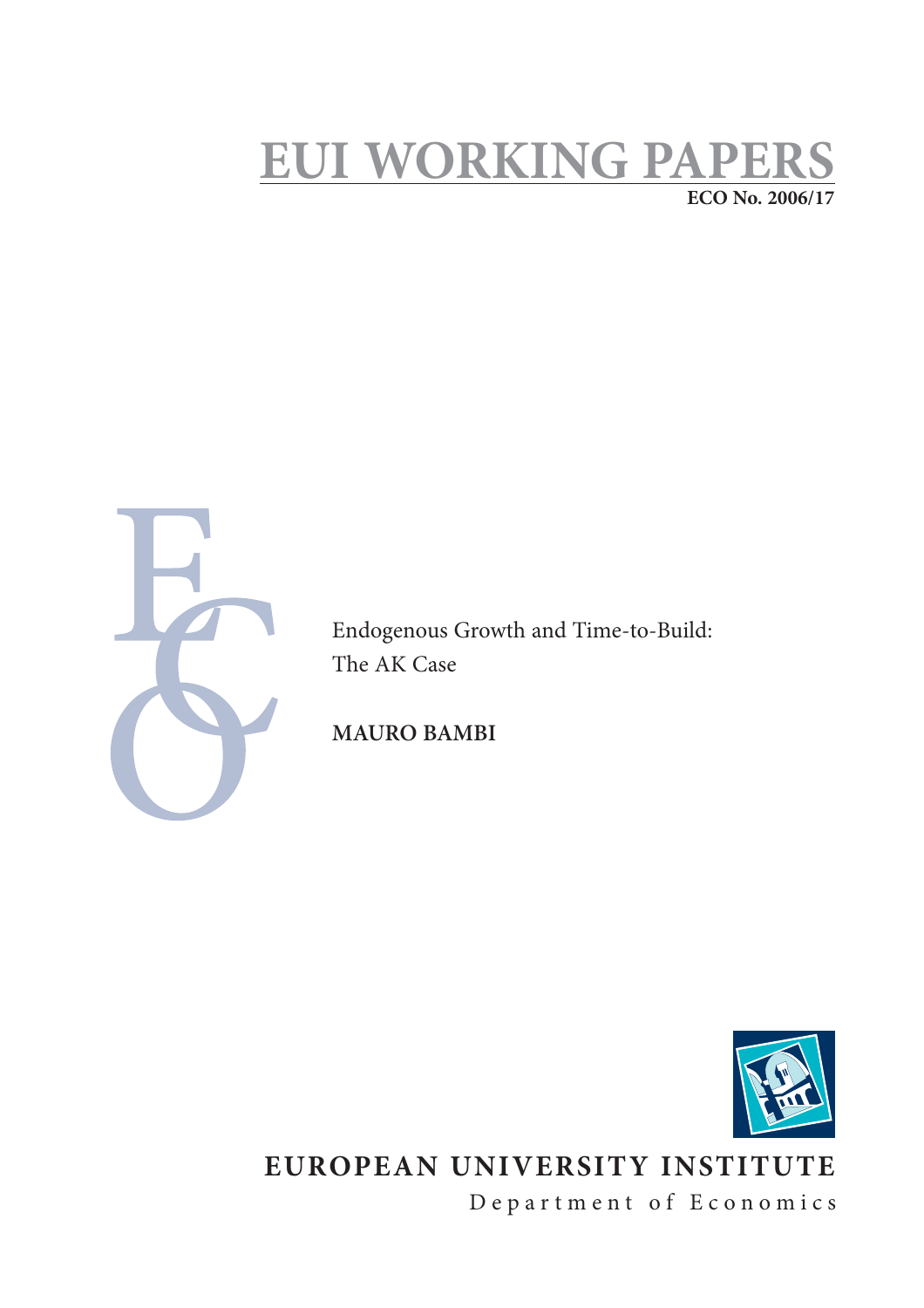# EUI WORKING PAPERS

**ECO No. 2006/17**

Endogenous Growth and Time-to-Build: The AK Case

**MAURO BAMBI**

**EUROPEAN UNIVERSITY INSTITUTE**

Department of Economics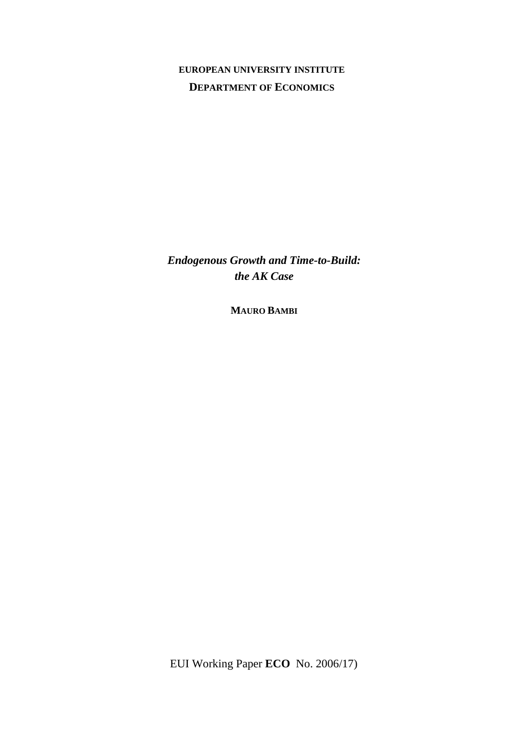**EUROPEAN UNIVERSITY INSTITUTE**

**DEPARTMENT OF ECONOMICS**

***Endogenous Growth and Time-to-Build: the AK Case***

**MAURO BAMBI**

EUI Working Paper **ECO** No. 2006/17)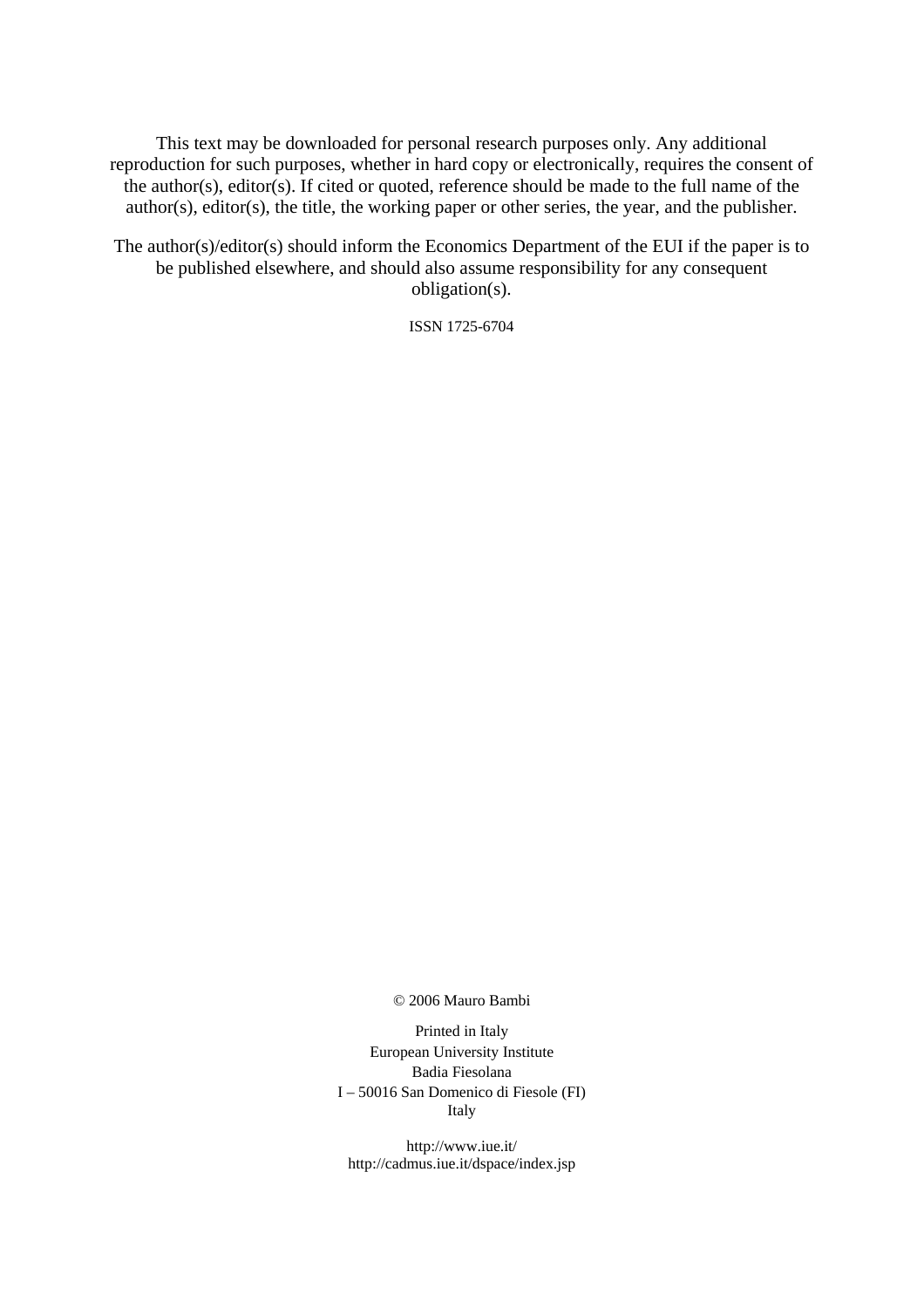This text may be downloaded for personal research purposes only. Any additional reproduction for such purposes, whether in hard copy or electronically, requires the consent of the author(s), editor(s). If cited or quoted, reference should be made to the full name of the author(s), editor(s), the title, the working paper or other series, the year, and the publisher.

The author(s)/editor(s) should inform the Economics Department of the EUI if the paper is to be published elsewhere, and should also assume responsibility for any consequent obligation(s).

ISSN 1725-6704

© 2006 Mauro Bambi

Printed in Italy  
European University Institute  
Badia Fiesolana  
I – 50016 San Domenico di Fiesole (FI)  
Italy

http://www.iue.it/  
http://cadmus.iue.it/dspace/index.jsp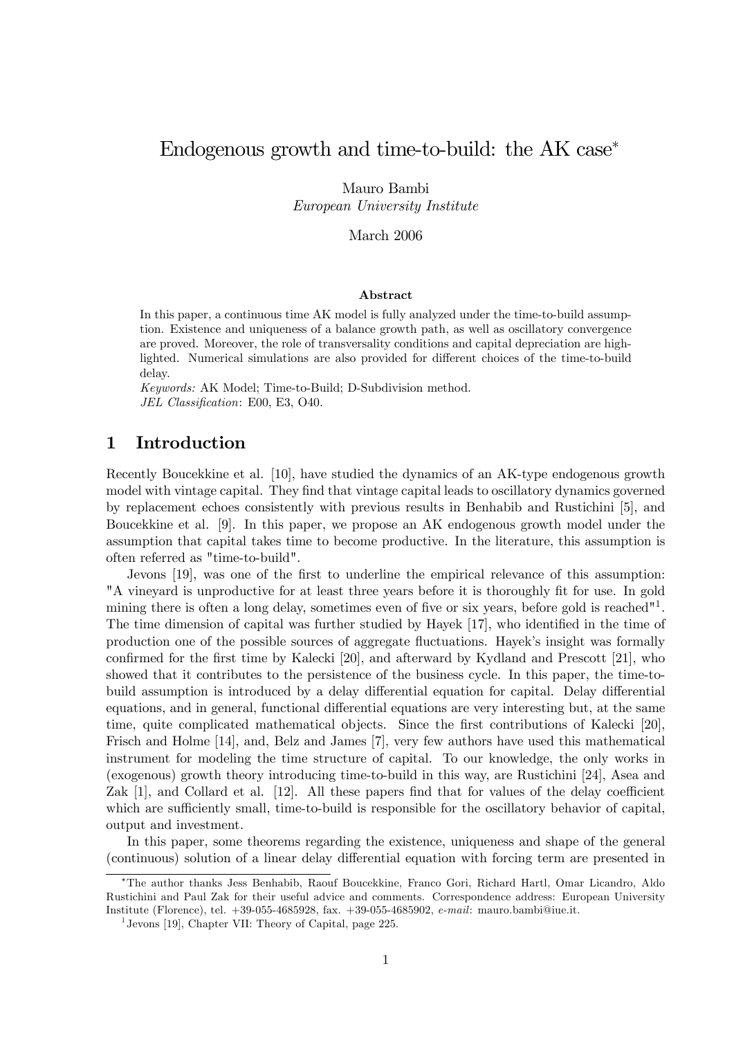# Endogenous growth and time-to-build: the AK case*

Mauro Bambi
*European University Institute*

March 2006

### Abstract

In this paper, a continuous time AK model is fully analyzed under the time-to-build assumption. Existence and uniqueness of a balance growth path, as well as oscillatory convergence are proved. Moreover, the role of transversality conditions and capital depreciation are highlighted. Numerical simulations are also provided for different choices of the time-to-build delay.

*Keywords:* AK Model; Time-to-Build; D-Subdivision method.
*JEL Classification*: E00, E3, O40.

## 1 Introduction

Recently Boucekkine et al. [10], have studied the dynamics of an AK-type endogenous growth model with vintage capital. They find that vintage capital leads to oscillatory dynamics governed by replacement echoes consistently with previous results in Benhabib and Rustichini [5], and Boucekkine et al. [9]. In this paper, we propose an AK endogenous growth model under the assumption that capital takes time to become productive. In the literature, this assumption is often referred as "time-to-build".

Jevons [19], was one of the first to underline the empirical relevance of this assumption: "A vineyard is unproductive for at least three years before it is thoroughly fit for use. In gold mining there is often a long delay, sometimes even of five or six years, before gold is reached"[1]. The time dimension of capital was further studied by Hayek [17], who identified in the time of production one of the possible sources of aggregate fluctuations. Hayek's insight was formally confirmed for the first time by Kalecki [20], and afterward by Kydland and Prescott [21], who showed that it contributes to the persistence of the business cycle. In this paper, the time-to-build assumption is introduced by a delay differential equation for capital. Delay differential equations, and in general, functional differential equations are very interesting but, at the same time, quite complicated mathematical objects. Since the first contributions of Kalecki [20], Frisch and Holme [14], and, Belz and James [7], very few authors have used this mathematical instrument for modeling the time structure of capital. To our knowledge, the only works in (exogenous) growth theory introducing time-to-build in this way, are Rustichini [24], Asea and Zak [1], and Collard et al. [12]. All these papers find that for values of the delay coefficient which are sufficiently small, time-to-build is responsible for the oscillatory behavior of capital, output and investment.

In this paper, some theorems regarding the existence, uniqueness and shape of the general (continuous) solution of a linear delay differential equation with forcing term are presented in

---

*The author thanks Jess Benhabib, Raouf Boucekkine, Franco Gori, Richard Hartl, Omar Licandro, Aldo Rustichini and Paul Zak for their useful advice and comments. Correspondence address: European University Institute (Florence), tel. +39-055-4685928, fax. +39-055-4685902, *e-mail*: mauro.bambi@iue.it.

[1] Jevons [19], Chapter VII: Theory of Capital, page 225.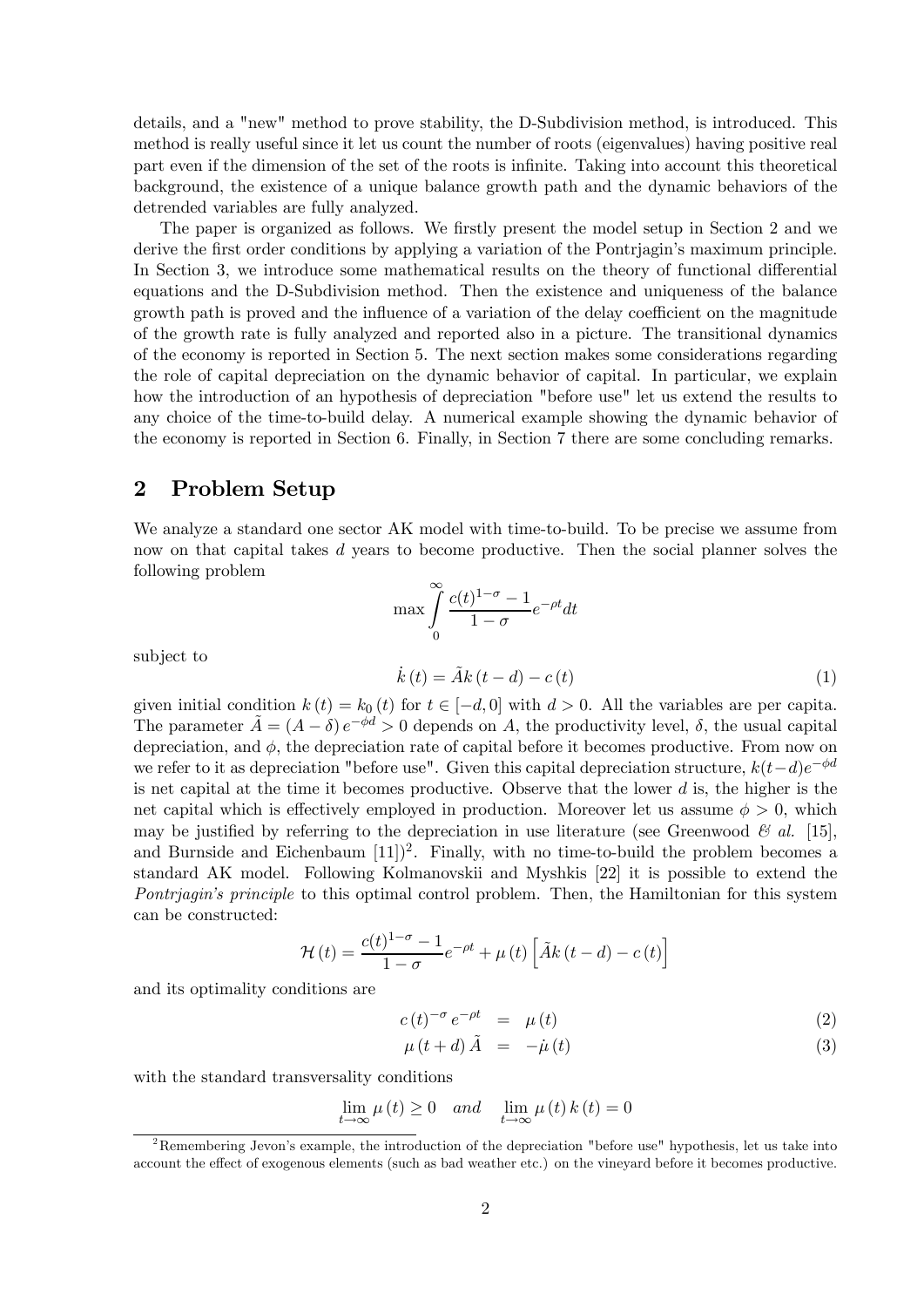details, and a "new" method to prove stability, the D-Subdivision method, is introduced. This method is really useful since it let us count the number of roots (eigenvalues) having positive real part even if the dimension of the set of the roots is infinite. Taking into account this theoretical background, the existence of a unique balance growth path and the dynamic behaviors of the detrended variables are fully analyzed.

The paper is organized as follows. We firstly present the model setup in Section 2 and we derive the first order conditions by applying a variation of the Pontrjagin's maximum principle. In Section 3, we introduce some mathematical results on the theory of functional differential equations and the D-Subdivision method. Then the existence and uniqueness of the balance growth path is proved and the influence of a variation of the delay coefficient on the magnitude of the growth rate is fully analyzed and reported also in a picture. The transitional dynamics of the economy is reported in Section 5. The next section makes some considerations regarding the role of capital depreciation on the dynamic behavior of capital. In particular, we explain how the introduction of an hypothesis of depreciation "before use" let us extend the results to any choice of the time-to-build delay. A numerical example showing the dynamic behavior of the economy is reported in Section 6. Finally, in Section 7 there are some concluding remarks.

## 2 Problem Setup

We analyze a standard one sector AK model with time-to-build. To be precise we assume from now on that capital takes $d$ years to become productive. Then the social planner solves the following problem

$$\max \int_0^\infty \frac{c(t)^{1-\sigma} - 1}{1-\sigma} e^{-\rho t} dt$$

subject to

$$\dot{k}(t) = \tilde{A} k(t-d) - c(t) \tag{1}$$

given initial condition $k(t) = k_0(t)$ for $t \in [-d, 0]$ with $d > 0$. All the variables are per capita. The parameter $\tilde{A} = (A - \delta) e^{-\phi d} > 0$ depends on $A$, the productivity level, $\delta$, the usual capital depreciation, and $\phi$, the depreciation rate of capital before it becomes productive. From now on we refer to it as depreciation "before use". Given this capital depreciation structure, $k(t-d)e^{-\phi d}$ is net capital at the time it becomes productive. Observe that the lower $d$ is, the higher is the net capital which is effectively employed in production. Moreover let us assume $\phi > 0$, which may be justified by referring to the depreciation in use literature (see Greenwood *& al.* [15], and Burnside and Eichenbaum [11])[2]. Finally, with no time-to-build the problem becomes a standard AK model. Following Kolmanovskii and Myshkis [22] it is possible to extend the *Pontrjagin's principle* to this optimal control problem. Then, the Hamiltonian for this system can be constructed:

$$\mathcal{H}(t) = \frac{c(t)^{1-\sigma} - 1}{1-\sigma} e^{-\rho t} + \mu(t) \left[ \tilde{A} k(t-d) - c(t) \right]$$

and its optimality conditions are

$$c(t)^{-\sigma} e^{-\rho t} = \mu(t) \tag{2}$$

$$\mu(t+d) \tilde{A} = -\dot{\mu}(t) \tag{3}$$

with the standard transversality conditions

$$\lim_{t \to \infty} \mu(t) \geq 0 \quad and \quad \lim_{t \to \infty} \mu(t) k(t) = 0$$

[2] Remembering Jevon's example, the introduction of the depreciation "before use" hypothesis, let us take into account the effect of exogenous elements (such as bad weather etc.) on the vineyard before it becomes productive.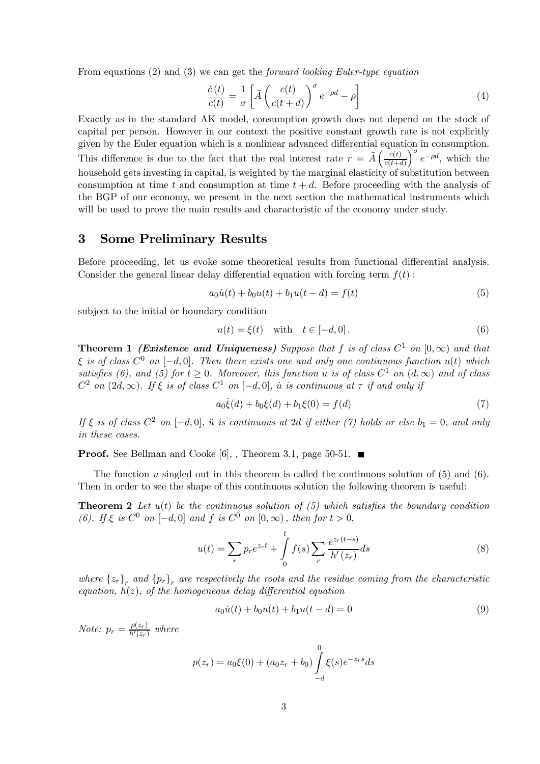From equations (2) and (3) we can get the *forward looking Euler-type equation*

$$\frac{\dot{c}(t)}{c(t)} = \frac{1}{\sigma}\left[\tilde{A}\left(\frac{c(t)}{c(t+d)}\right)^{\sigma} e^{-\rho d} - \rho\right] \tag{4}$$

Exactly as in the standard AK model, consumption growth does not depend on the stock of capital per person. However in our context the positive constant growth rate is not explicitly given by the Euler equation which is a nonlinear advanced differential equation in consumption. This difference is due to the fact that the real interest rate $r = \tilde{A}\left(\frac{c(t)}{c(t+d)}\right)^{\sigma} e^{-\rho d}$, which the household gets investing in capital, is weighted by the marginal elasticity of substitution between consumption at time $t$ and consumption at time $t+d$. Before proceeding with the analysis of the BGP of our economy, we present in the next section the mathematical instruments which will be used to prove the main results and characteristic of the economy under study.

## 3 Some Preliminary Results

Before proceeding, let us evoke some theoretical results from functional differential analysis. Consider the general linear delay differential equation with forcing term $f(t)$ :

$$a_0\dot{u}(t) + b_0u(t) + b_1u(t-d) = f(t) \tag{5}$$

subject to the initial or boundary condition

$$u(t) = \xi(t) \quad \text{with} \quad t \in [-d, 0]. \tag{6}$$

**Theorem 1** ***(Existence and Uniqueness)*** *Suppose that $f$ is of class $C^1$ on $[0,\infty)$ and that $\xi$ is of class $C^0$ on $[-d, 0]$. Then there exists one and only one continuous function $u(t)$ which satisfies (6), and (5) for $t \geq 0$. Moreover, this function $u$ is of class $C^1$ on $(d,\infty)$ and of class $C^2$ on $(2d,\infty)$. If $\xi$ is of class $C^1$ on $[-d, 0]$, $\dot{u}$ is continuous at $\tau$ if and only if*

$$a_0\dot{\xi}(d) + b_0\xi(d) + b_1\xi(0) = f(d) \tag{7}$$

*If $\xi$ is of class $C^2$ on $[-d, 0]$, $\ddot{u}$ is continuous at $2d$ if either (7) holds or else $b_1 = 0$, and only in these cases.*

**Proof.** See Bellman and Cooke [6], , Theorem 3.1, page 50-51. ■

The function $u$ singled out in this theorem is called the continuous solution of (5) and (6). Then in order to see the shape of this continuous solution the following theorem is useful:

**Theorem 2** *Let $u(t)$ be the continuous solution of (5) which satisfies the boundary condition (6). If $\xi$ is $C^0$ on $[-d, 0]$ and $f$ is $C^0$ on $[0,\infty)$, then for $t > 0$,*

$$u(t) = \sum_r p_r e^{z_r t} + \int_0^t f(s) \sum_r \frac{e^{z_r(t-s)}}{h'(z_r)} ds \tag{8}$$

*where $\{z_r\}_r$ and $\{p_r\}_r$ are respectively the roots and the residue coming from the characteristic equation, $h(z)$, of the homogeneous delay differential equation*

$$a_0\dot{u}(t) + b_0u(t) + b_1u(t-d) = 0 \tag{9}$$

*Note: $p_r = \frac{p(z_r)}{h'(z_r)}$ where*

$$p(z_r) = a_0\xi(0) + (a_0z_r + b_0)\int_{-d}^{0} \xi(s)e^{-z_r s} ds$$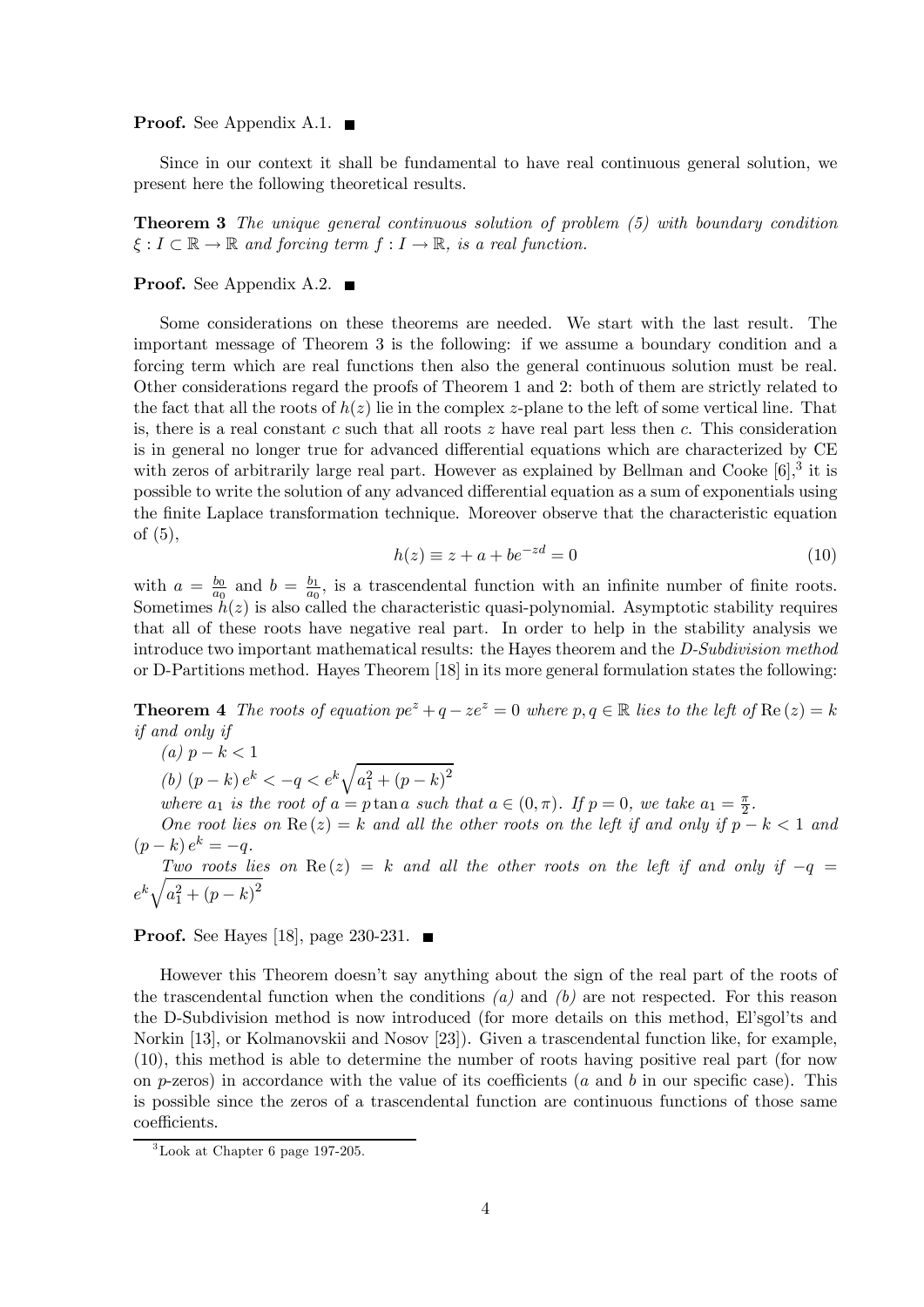**Proof.** See Appendix A.1. ■

Since in our context it shall be fundamental to have real continuous general solution, we present here the following theoretical results.

**Theorem 3** *The unique general continuous solution of problem (5) with boundary condition $\xi : I \subset \mathbb{R} \to \mathbb{R}$ and forcing term $f : I \to \mathbb{R}$, is a real function.*

**Proof.** See Appendix A.2. ■

Some considerations on these theorems are needed. We start with the last result. The important message of Theorem 3 is the following: if we assume a boundary condition and a forcing term which are real functions then also the general continuous solution must be real. Other considerations regard the proofs of Theorem 1 and 2: both of them are strictly related to the fact that all the roots of $h(z)$ lie in the complex $z$-plane to the left of some vertical line. That is, there is a real constant $c$ such that all roots $z$ have real part less then $c$. This consideration is in general no longer true for advanced differential equations which are characterized by CE with zeros of arbitrarily large real part. However as explained by Bellman and Cooke [6],[3] it is possible to write the solution of any advanced differential equation as a sum of exponentials using the finite Laplace transformation technique. Moreover observe that the characteristic equation of (5),

$$h(z) \equiv z + a + be^{-zd} = 0 \tag{10}$$

with $a = \frac{b_0}{a_0}$ and $b = \frac{b_1}{a_0}$, is a trascendental function with an infinite number of finite roots. Sometimes $h(z)$ is also called the characteristic quasi-polynomial. Asymptotic stability requires that all of these roots have negative real part. In order to help in the stability analysis we introduce two important mathematical results: the Hayes theorem and the *D-Subdivision method* or D-Partitions method. Hayes Theorem [18] in its more general formulation states the following:

**Theorem 4** *The roots of equation $pe^z + q - ze^z = 0$ where $p, q \in \mathbb{R}$ lies to the left of $\operatorname{Re}(z) = k$ if and only if*

*(a) $p - k < 1$*

*(b) $(p - k)e^k < -q < e^k\sqrt{a_1^2 + (p-k)^2}$*

*where $a_1$ is the root of $a = p\tan a$ such that $a \in (0, \pi)$. If $p = 0$, we take $a_1 = \frac{\pi}{2}$.*

*One root lies on $\operatorname{Re}(z) = k$ and all the other roots on the left if and only if $p - k < 1$ and $(p - k)e^k = -q$.*

*Two roots lies on $\operatorname{Re}(z) = k$ and all the other roots on the left if and only if $-q = e^k\sqrt{a_1^2 + (p-k)^2}$*

**Proof.** See Hayes [18], page 230-231. ■

However this Theorem doesn't say anything about the sign of the real part of the roots of the trascendental function when the conditions *(a)* and *(b)* are not respected. For this reason the D-Subdivision method is now introduced (for more details on this method, El'sgol'ts and Norkin [13], or Kolmanovskii and Nosov [23]). Given a trascendental function like, for example, (10), this method is able to determine the number of roots having positive real part (for now on $p$-zeros) in accordance with the value of its coefficients ($a$ and $b$ in our specific case). This is possible since the zeros of a trascendental function are continuous functions of those same coefficients.

[3] Look at Chapter 6 page 197-205.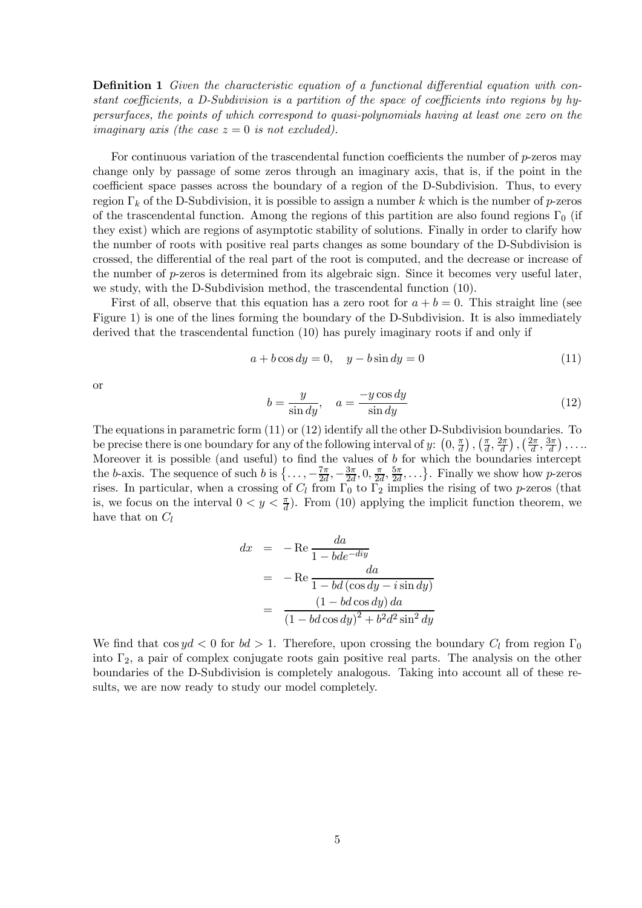**Definition 1** *Given the characteristic equation of a functional differential equation with constant coefficients, a D-Subdivision is a partition of the space of coefficients into regions by hypersurfaces, the points of which correspond to quasi-polynomials having at least one zero on the imaginary axis (the case $z = 0$ is not excluded).*

For continuous variation of the trascendental function coefficients the number of $p$-zeros may change only by passage of some zeros through an imaginary axis, that is, if the point in the coefficient space passes across the boundary of a region of the D-Subdivision. Thus, to every region $\Gamma_k$ of the D-Subdivision, it is possible to assign a number $k$ which is the number of $p$-zeros of the trascendental function. Among the regions of this partition are also found regions $\Gamma_0$ (if they exist) which are regions of asymptotic stability of solutions. Finally in order to clarify how the number of roots with positive real parts changes as some boundary of the D-Subdivision is crossed, the differential of the real part of the root is computed, and the decrease or increase of the number of $p$-zeros is determined from its algebraic sign. Since it becomes very useful later, we study, with the D-Subdivision method, the trascendental function (10).

First of all, observe that this equation has a zero root for $a + b = 0$. This straight line (see Figure 1) is one of the lines forming the boundary of the D-Subdivision. It is also immediately derived that the trascendental function (10) has purely imaginary roots if and only if

$$a + b\cos dy = 0, \quad y - b\sin dy = 0 \tag{11}$$

or

$$b = \frac{y}{\sin dy}, \quad a = \frac{-y\cos dy}{\sin dy} \tag{12}$$

The equations in parametric form (11) or (12) identify all the other D-Subdivision boundaries. To be precise there is one boundary for any of the following interval of $y$: $\left(0, \frac{\pi}{d}\right), \left(\frac{\pi}{d}, \frac{2\pi}{d}\right), \left(\frac{2\pi}{d}, \frac{3\pi}{d}\right), \ldots$. Moreover it is possible (and useful) to find the values of $b$ for which the boundaries intercept the $b$-axis. The sequence of such $b$ is $\left\{\ldots, -\frac{7\pi}{2d}, -\frac{3\pi}{2d}, 0, \frac{\pi}{2d}, \frac{5\pi}{2d}, \ldots\right\}$. Finally we show how $p$-zeros rises. In particular, when a crossing of $C_l$ from $\Gamma_0$ to $\Gamma_2$ implies the rising of two $p$-zeros (that is, we focus on the interval $0 < y < \frac{\pi}{d}$). From (10) applying the implicit function theorem, we have that on $C_l$

$$\begin{aligned}
dx &= -\operatorname{Re}\frac{da}{1 - bde^{-diy}} \\
&= -\operatorname{Re}\frac{da}{1 - bd\left(\cos dy - i\sin dy\right)} \\
&= \frac{\left(1 - bd\cos dy\right)da}{\left(1 - bd\cos dy\right)^2 + b^2d^2\sin^2 dy}
\end{aligned}$$

We find that $\cos yd < 0$ for $bd > 1$. Therefore, upon crossing the boundary $C_l$ from region $\Gamma_0$ into $\Gamma_2$, a pair of complex conjugate roots gain positive real parts. The analysis on the other boundaries of the D-Subdivision is completely analogous. Taking into account all of these results, we are now ready to study our model completely.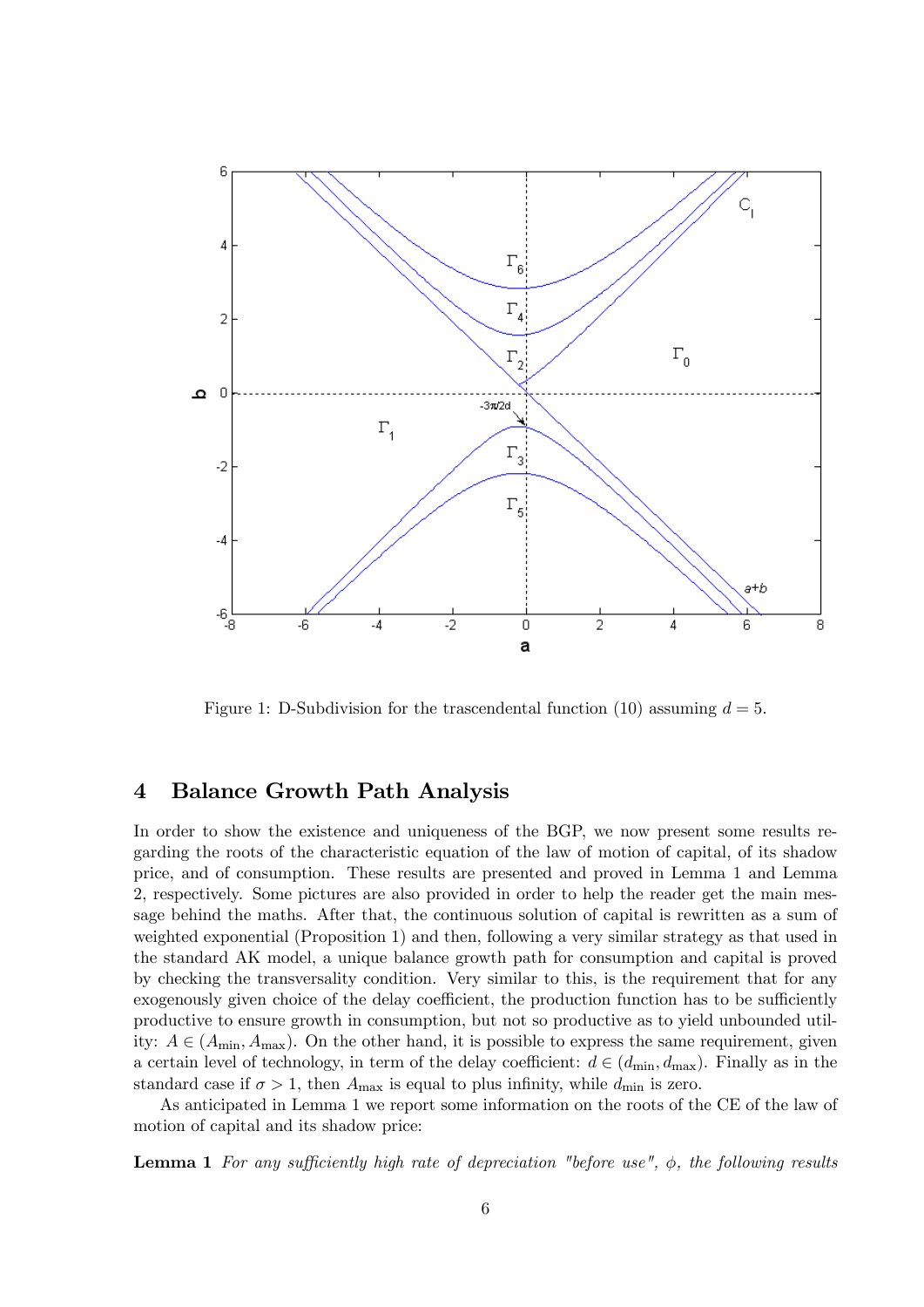Figure 1: D-Subdivision for the trascendental function (10) assuming $d = 5$.

## 4 Balance Growth Path Analysis

In order to show the existence and uniqueness of the BGP, we now present some results regarding the roots of the characteristic equation of the law of motion of capital, of its shadow price, and of consumption. These results are presented and proved in Lemma 1 and Lemma 2, respectively. Some pictures are also provided in order to help the reader get the main message behind the maths. After that, the continuous solution of capital is rewritten as a sum of weighted exponential (Proposition 1) and then, following a very similar strategy as that used in the standard AK model, a unique balance growth path for consumption and capital is proved by checking the transversality condition. Very similar to this, is the requirement that for any exogenously given choice of the delay coefficient, the production function has to be sufficiently productive to ensure growth in consumption, but not so productive as to yield unbounded utility: $A \in (A_{\min}, A_{\max})$. On the other hand, it is possible to express the same requirement, given a certain level of technology, in term of the delay coefficient: $d \in (d_{\min}, d_{\max})$. Finally as in the standard case if $\sigma > 1$, then $A_{\max}$ is equal to plus infinity, while $d_{\min}$ is zero.

As anticipated in Lemma 1 we report some information on the roots of the CE of the law of motion of capital and its shadow price:

**Lemma 1** *For any sufficiently high rate of depreciation "before use", $\phi$, the following results*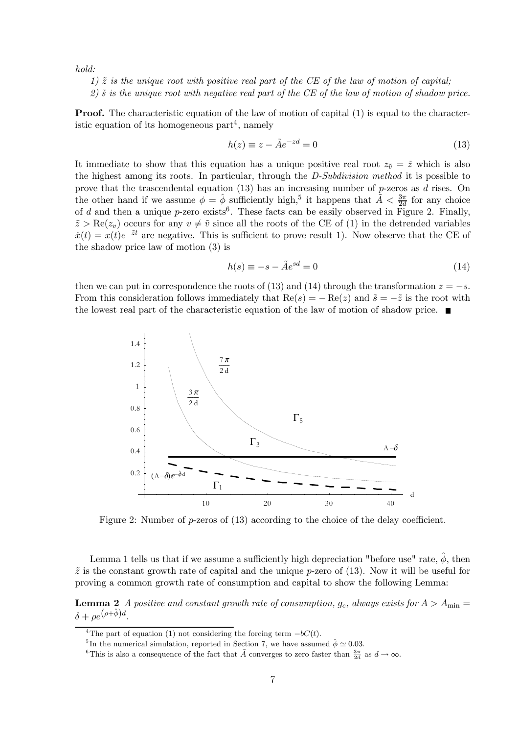*hold:*

*1) $\tilde{z}$ is the unique root with positive real part of the CE of the law of motion of capital;*

*2) $\tilde{s}$ is the unique root with negative real part of the CE of the law of motion of shadow price.*

**Proof.** The characteristic equation of the law of motion of capital (1) is equal to the characteristic equation of its homogeneous part[4], namely

$$h(z) \equiv z - \tilde{A}e^{-zd} = 0 \tag{13}$$

It immediate to show that this equation has a unique positive real root $z_{\tilde{v}} = \tilde{z}$ which is also the highest among its roots. In particular, through the *D-Subdivision method* it is possible to prove that the trascendental equation (13) has an increasing number of $p$-zeros as $d$ rises. On the other hand if we assume $\phi = \hat{\phi}$ sufficiently high,[5] it happens that $\tilde{A} < \frac{3\pi}{2d}$ for any choice of $d$ and then a unique $p$-zero exists[6]. These facts can be easily observed in Figure 2. Finally, $\tilde{z} > \text{Re}(z_v)$ occurs for any $v \neq \tilde{v}$ since all the roots of the CE of (1) in the detrended variables $\hat{x}(t) = x(t)e^{-\tilde{z}t}$ are negative. This is sufficient to prove result 1). Now observe that the CE of the shadow price law of motion (3) is

$$h(s) \equiv -s - \tilde{A}e^{sd} = 0 \tag{14}$$

then we can put in correspondence the roots of (13) and (14) through the transformation $z = -s$. From this consideration follows immediately that $\text{Re}(s) = -\text{Re}(z)$ and $\tilde{s} = -\tilde{z}$ is the root with the lowest real part of the characteristic equation of the law of motion of shadow price. ■

Figure 2: Number of $p$-zeros of (13) according to the choice of the delay coefficient.

Lemma 1 tells us that if we assume a sufficiently high depreciation "before use" rate, $\hat{\phi}$, then $\tilde{z}$ is the constant growth rate of capital and the unique $p$-zero of (13). Now it will be useful for proving a common growth rate of consumption and capital to show the following Lemma:

**Lemma 2** *A positive and constant growth rate of consumption, $g_c$, always exists for $A > A_{\min} = \delta + \rho e^{(\rho+\hat{\phi})d}$.*

[4] The part of equation (1) not considering the forcing term $-bC(t)$.

[5] In the numerical simulation, reported in Section 7, we have assumed $\hat{\phi} \simeq 0.03$.

[6] This is also a consequence of the fact that $\tilde{A}$ converges to zero faster than $\frac{3\pi}{2d}$ as $d \to \infty$.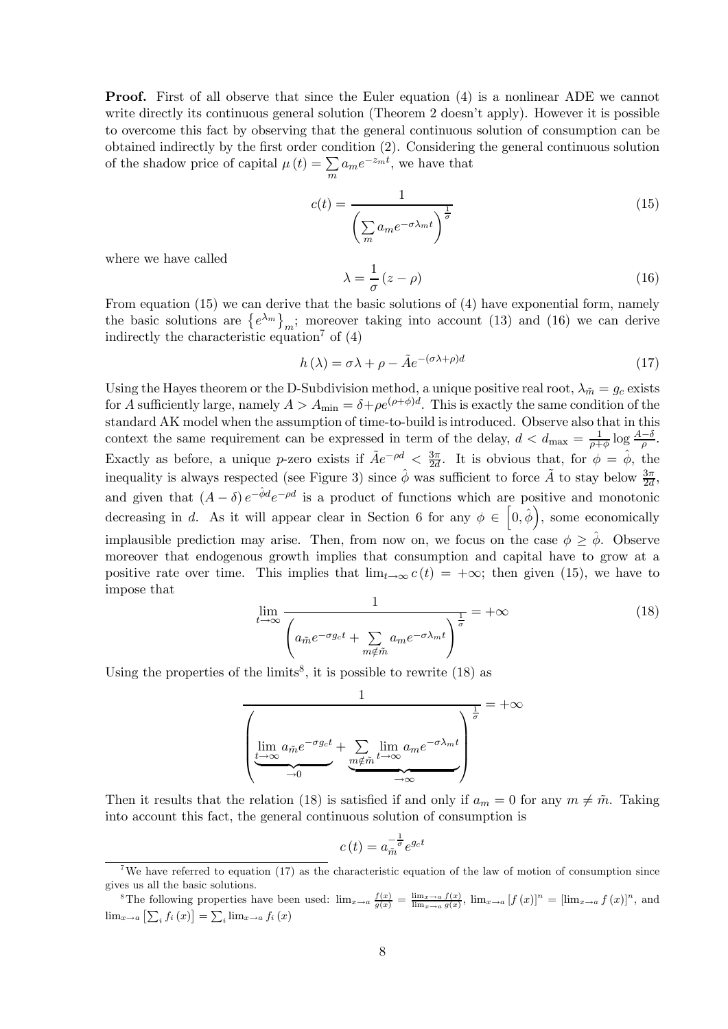**Proof.** First of all observe that since the Euler equation (4) is a nonlinear ADE we cannot write directly its continuous general solution (Theorem 2 doesn't apply). However it is possible to overcome this fact by observing that the general continuous solution of consumption can be obtained indirectly by the first order condition (2). Considering the general continuous solution of the shadow price of capital $\mu(t) = \sum_m a_m e^{-z_m t}$, we have that

$$c(t) = \frac{1}{\left(\sum_m a_m e^{-\sigma \lambda_m t}\right)^{\frac{1}{\sigma}}} \tag{15}$$

where we have called

$$\lambda = \frac{1}{\sigma}(z - \rho) \tag{16}$$

From equation (15) we can derive that the basic solutions of (4) have exponential form, namely the basic solutions are $\left\{e^{\lambda_m}\right\}_m$; moreover taking into account (13) and (16) we can derive indirectly the characteristic equation[7] of (4)

$$h(\lambda) = \sigma\lambda + \rho - \tilde{A}e^{-(\sigma\lambda+\rho)d} \tag{17}$$

Using the Hayes theorem or the D-Subdivision method, a unique positive real root, $\lambda_{\tilde{m}} = g_c$ exists for $A$ sufficiently large, namely $A > A_{\min} = \delta + \rho e^{(\rho+\phi)d}$. This is exactly the same condition of the standard AK model when the assumption of time-to-build is introduced. Observe also that in this context the same requirement can be expressed in term of the delay, $d < d_{\max} = \frac{1}{\rho+\phi}\log\frac{A-\delta}{\rho}$. Exactly as before, a unique $p$-zero exists if $\tilde{A}e^{-\rho d} < \frac{3\pi}{2d}$. It is obvious that, for $\phi = \hat{\phi}$, the inequality is always respected (see Figure 3) since $\hat{\phi}$ was sufficient to force $\tilde{A}$ to stay below $\frac{3\pi}{2d}$, and given that $(A-\delta)e^{-\hat{\phi}d}e^{-\rho d}$ is a product of functions which are positive and monotonic decreasing in $d$. As it will appear clear in Section 6 for any $\phi \in \left[0, \hat{\phi}\right)$, some economically implausible prediction may arise. Then, from now on, we focus on the case $\phi \geq \hat{\phi}$. Observe moreover that endogenous growth implies that consumption and capital have to grow at a positive rate over time. This implies that $\lim_{t\to\infty} c(t) = +\infty$; then given (15), we have to impose that

$$\lim_{t\to\infty} \frac{1}{\left(a_{\tilde{m}}e^{-\sigma g_c t} + \sum_{m\notin\tilde{m}} a_m e^{-\sigma\lambda_m t}\right)^{\frac{1}{\sigma}}} = +\infty \tag{18}$$

Using the properties of the limits[8], it is possible to rewrite (18) as

$$\frac{1}{\left(\underbrace{\lim_{t\to\infty} a_{\tilde{m}}e^{-\sigma g_c t}}_{\to 0} + \underbrace{\sum_{m\notin\tilde{m}} \lim_{t\to\infty} a_m e^{-\sigma\lambda_m t}}_{\to\infty}\right)^{\frac{1}{\sigma}}} = +\infty$$

Then it results that the relation (18) is satisfied if and only if $a_m = 0$ for any $m \neq \tilde{m}$. Taking into account this fact, the general continuous solution of consumption is

$$c(t) = a_{\tilde{m}}^{-\frac{1}{\sigma}} e^{g_c t}$$

---

[7] We have referred to equation (17) as the characteristic equation of the law of motion of consumption since gives us all the basic solutions.

[8] The following properties have been used: $\lim_{x\to a}\frac{f(x)}{g(x)} = \frac{\lim_{x\to a} f(x)}{\lim_{x\to a} g(x)}$, $\lim_{x\to a}[f(x)]^n = [\lim_{x\to a} f(x)]^n$, and $\lim_{x\to a}\left[\sum_i f_i(x)\right] = \sum_i \lim_{x\to a} f_i(x)$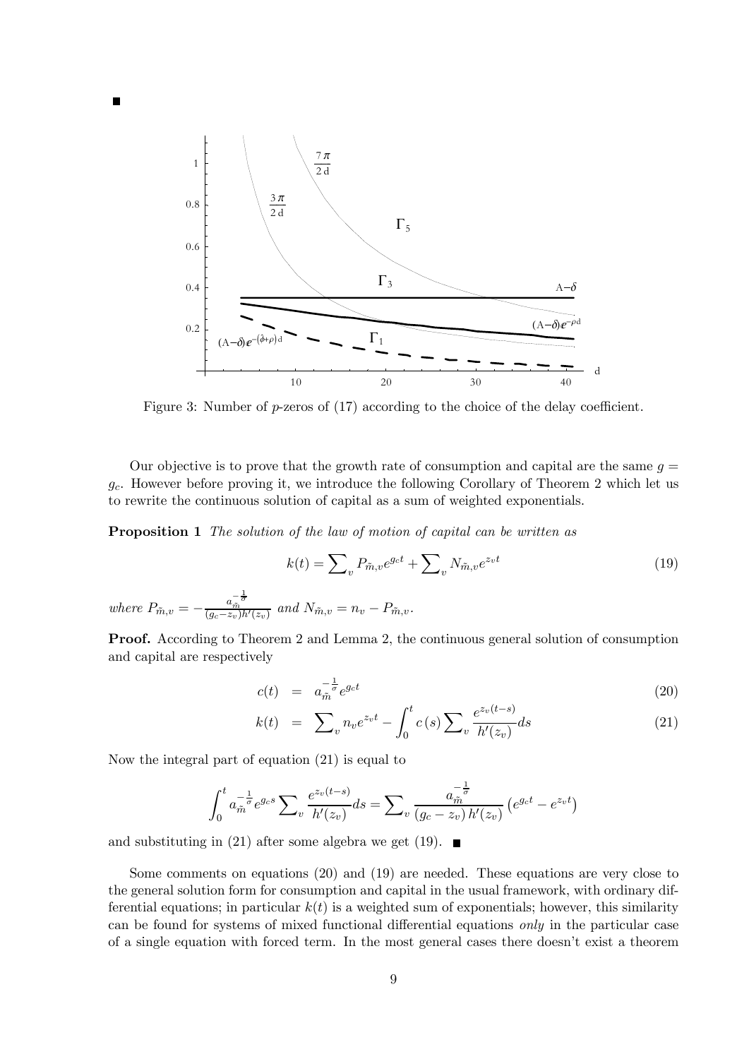■

Figure 3: Number of $p$-zeros of (17) according to the choice of the delay coefficient.

Our objective is to prove that the growth rate of consumption and capital are the same $g = g_c$. However before proving it, we introduce the following Corollary of Theorem 2 which let us to rewrite the continuous solution of capital as a sum of weighted exponentials.

**Proposition 1** *The solution of the law of motion of capital can be written as*

$$k(t) = \sum_v P_{\tilde{m},v} e^{g_c t} + \sum_v N_{\tilde{m},v} e^{z_v t} \tag{19}$$

*where* $P_{\tilde{m},v} = -\frac{a_{\tilde{m}}^{-\frac{1}{\sigma}}}{(g_c - z_v) h'(z_v)}$ *and* $N_{\tilde{m},v} = n_v - P_{\tilde{m},v}$.

**Proof.** According to Theorem 2 and Lemma 2, the continuous general solution of consumption and capital are respectively

$$c(t) = a_{\tilde{m}}^{-\frac{1}{\sigma}} e^{g_c t} \tag{20}$$

$$k(t) = \sum_v n_v e^{z_v t} - \int_0^t c(s) \sum_v \frac{e^{z_v (t-s)}}{h'(z_v)} ds \tag{21}$$

Now the integral part of equation (21) is equal to

$$\int_0^t a_{\tilde{m}}^{-\frac{1}{\sigma}} e^{g_c s} \sum_v \frac{e^{z_v (t-s)}}{h'(z_v)} ds = \sum_v \frac{a_{\tilde{m}}^{-\frac{1}{\sigma}}}{(g_c - z_v) h'(z_v)} \left( e^{g_c t} - e^{z_v t} \right)$$

and substituting in (21) after some algebra we get (19). ■

Some comments on equations (20) and (19) are needed. These equations are very close to the general solution form for consumption and capital in the usual framework, with ordinary differential equations; in particular $k(t)$ is a weighted sum of exponentials; however, this similarity can be found for systems of mixed functional differential equations *only* in the particular case of a single equation with forced term. In the most general cases there doesn't exist a theorem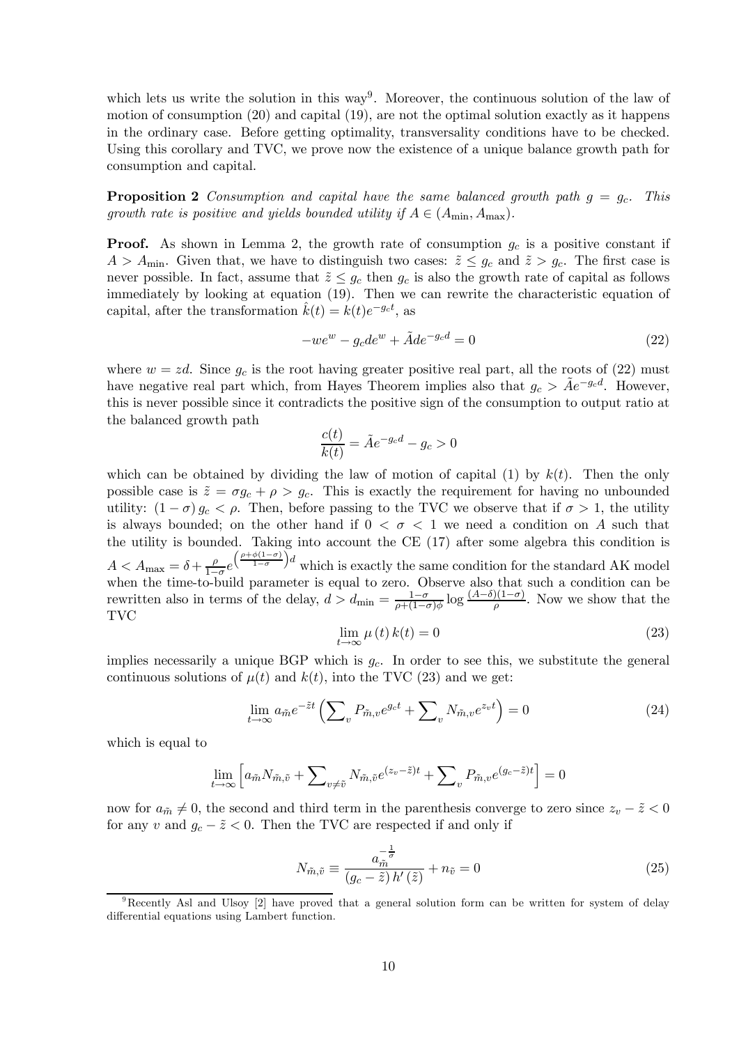which lets us write the solution in this way[9]. Moreover, the continuous solution of the law of motion of consumption (20) and capital (19), are not the optimal solution exactly as it happens in the ordinary case. Before getting optimality, transversality conditions have to be checked. Using this corollary and TVC, we prove now the existence of a unique balance growth path for consumption and capital.

**Proposition 2** *Consumption and capital have the same balanced growth path $g = g_c$. This growth rate is positive and yields bounded utility if $A \in (A_{\min}, A_{\max})$.*

**Proof.** As shown in Lemma 2, the growth rate of consumption $g_c$ is a positive constant if $A > A_{\min}$. Given that, we have to distinguish two cases: $\tilde{z} \le g_c$ and $\tilde{z} > g_c$. The first case is never possible. In fact, assume that $\tilde{z} \le g_c$ then $g_c$ is also the growth rate of capital as follows immediately by looking at equation (19). Then we can rewrite the characteristic equation of capital, after the transformation $\hat{k}(t) = k(t)e^{-g_c t}$, as

$$-we^w - g_c de^w + \tilde{A}de^{-g_c d} = 0 \tag{22}$$

where $w = zd$. Since $g_c$ is the root having greater positive real part, all the roots of (22) must have negative real part which, from Hayes Theorem implies also that $g_c > \tilde{A}e^{-g_c d}$. However, this is never possible since it contradicts the positive sign of the consumption to output ratio at the balanced growth path

$$\frac{c(t)}{k(t)} = \tilde{A}e^{-g_c d} - g_c > 0$$

which can be obtained by dividing the law of motion of capital (1) by $k(t)$. Then the only possible case is $\tilde{z} = \sigma g_c + \rho > g_c$. This is exactly the requirement for having no unbounded utility: $(1-\sigma) g_c < \rho$. Then, before passing to the TVC we observe that if $\sigma > 1$, the utility is always bounded; on the other hand if $0 < \sigma < 1$ we need a condition on $A$ such that the utility is bounded. Taking into account the CE (17) after some algebra this condition is $A < A_{\max} = \delta + \frac{\rho}{1-\sigma} e^{\left(\frac{\rho+\phi(1-\sigma)}{1-\sigma}\right)d}$ which is exactly the same condition for the standard AK model when the time-to-build parameter is equal to zero. Observe also that such a condition can be rewritten also in terms of the delay, $d > d_{\min} = \frac{1-\sigma}{\rho+(1-\sigma)\phi} \log \frac{(A-\delta)(1-\sigma)}{\rho}$. Now we show that the TVC

$$\lim_{t\to\infty} \mu(t)\, k(t) = 0 \tag{23}$$

implies necessarily a unique BGP which is $g_c$. In order to see this, we substitute the general continuous solutions of $\mu(t)$ and $k(t)$, into the TVC (23) and we get:

$$\lim_{t\to\infty} a_{\tilde{m}} e^{-\tilde{z}t} \left( \sum\nolimits_v P_{\tilde{m},v} e^{g_c t} + \sum\nolimits_v N_{\tilde{m},v} e^{z_v t} \right) = 0 \tag{24}$$

which is equal to

$$\lim_{t\to\infty} \left[ a_{\tilde{m}} N_{\tilde{m},\tilde{v}} + \sum\nolimits_{v \ne \tilde{v}} N_{\tilde{m},\tilde{v}} e^{(z_v - \tilde{z})t} + \sum\nolimits_v P_{\tilde{m},v} e^{(g_c - \tilde{z})t} \right] = 0$$

now for $a_{\tilde{m}} \neq 0$, the second and third term in the parenthesis converge to zero since $z_v - \tilde{z} < 0$ for any $v$ and $g_c - \tilde{z} < 0$. Then the TVC are respected if and only if

$$N_{\tilde{m},\tilde{v}} \equiv \frac{a_{\tilde{m}}^{-\frac{1}{\sigma}}}{(g_c - \tilde{z})\, h'(\tilde{z})} + n_{\tilde{v}} = 0 \tag{25}$$

[9] Recently Asl and Ulsoy [2] have proved that a general solution form can be written for system of delay differential equations using Lambert function.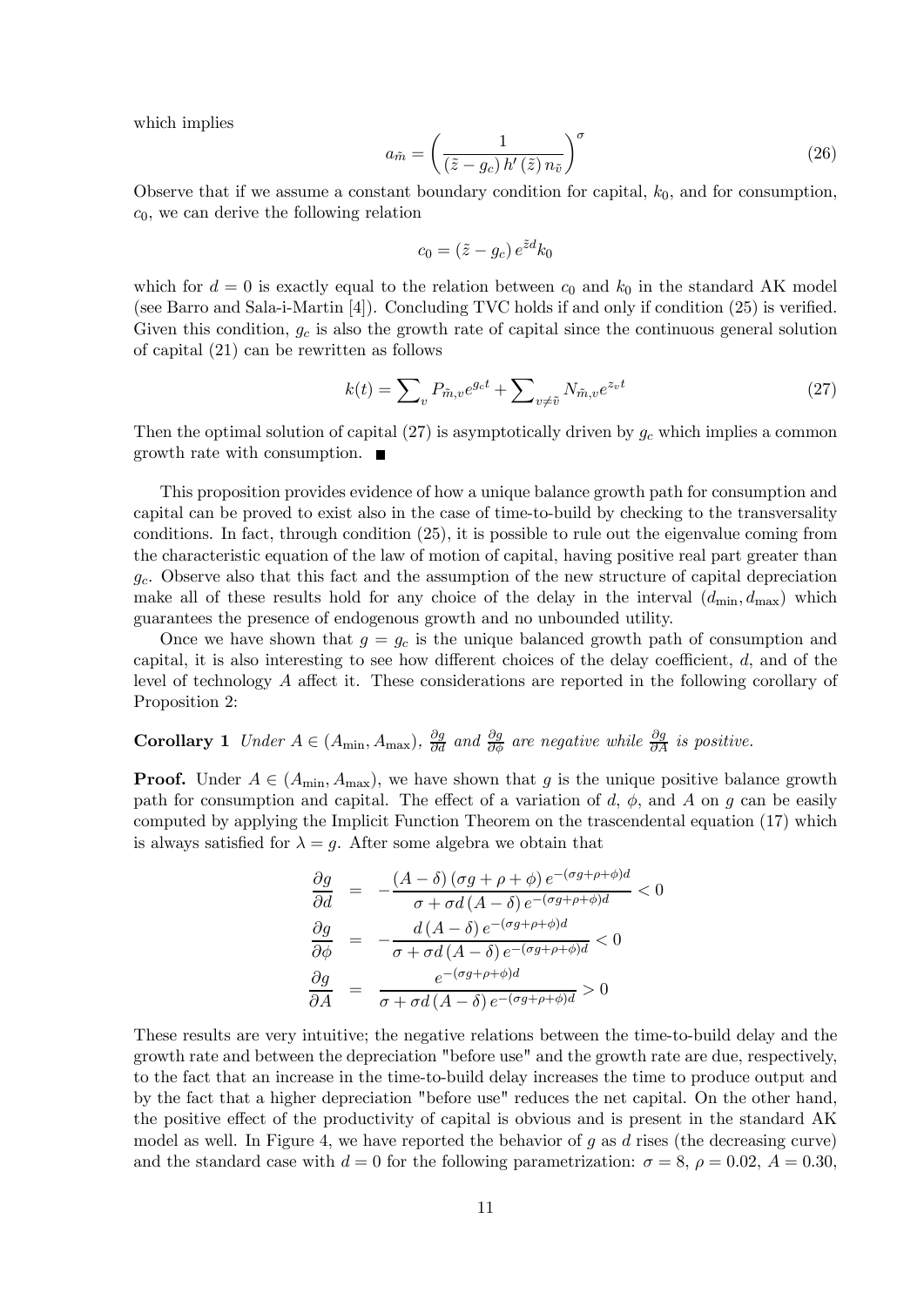which implies

$$a_{\tilde{m}} = \left( \frac{1}{(\tilde{z} - g_c) h'(\tilde{z}) n_{\tilde{v}}} \right)^{\sigma} \tag{26}$$

Observe that if we assume a constant boundary condition for capital, $k_0$, and for consumption, $c_0$, we can derive the following relation

$$c_0 = (\tilde{z} - g_c) e^{\tilde{z}d} k_0$$

which for $d = 0$ is exactly equal to the relation between $c_0$ and $k_0$ in the standard AK model (see Barro and Sala-i-Martin [4]). Concluding TVC holds if and only if condition (25) is verified. Given this condition, $g_c$ is also the growth rate of capital since the continuous general solution of capital (21) can be rewritten as follows

$$k(t) = \sum_v P_{\tilde{m},v} e^{g_c t} + \sum_{v \neq \tilde{v}} N_{\tilde{m},v} e^{z_v t} \tag{27}$$

Then the optimal solution of capital (27) is asymptotically driven by $g_c$ which implies a common growth rate with consumption. ■

This proposition provides evidence of how a unique balance growth path for consumption and capital can be proved to exist also in the case of time-to-build by checking to the transversality conditions. In fact, through condition (25), it is possible to rule out the eigenvalue coming from the characteristic equation of the law of motion of capital, having positive real part greater than $g_c$. Observe also that this fact and the assumption of the new structure of capital depreciation make all of these results hold for any choice of the delay in the interval $(d_{\min}, d_{\max})$ which guarantees the presence of endogenous growth and no unbounded utility.

Once we have shown that $g = g_c$ is the unique balanced growth path of consumption and capital, it is also interesting to see how different choices of the delay coefficient, $d$, and of the level of technology $A$ affect it. These considerations are reported in the following corollary of Proposition 2:

**Corollary 1** *Under $A \in (A_{\min}, A_{\max})$, $\frac{\partial g}{\partial d}$ and $\frac{\partial g}{\partial \phi}$ are negative while $\frac{\partial g}{\partial A}$ is positive.*

**Proof.** Under $A \in (A_{\min}, A_{\max})$, we have shown that $g$ is the unique positive balance growth path for consumption and capital. The effect of a variation of $d$, $\phi$, and $A$ on $g$ can be easily computed by applying the Implicit Function Theorem on the trascendental equation (17) which is always satisfied for $\lambda = g$. After some algebra we obtain that

$$\begin{aligned}
\frac{\partial g}{\partial d} &= -\frac{(A - \delta)(\sigma g + \rho + \phi) e^{-(\sigma g + \rho + \phi)d}}{\sigma + \sigma d (A - \delta) e^{-(\sigma g + \rho + \phi)d}} < 0 \\
\frac{\partial g}{\partial \phi} &= -\frac{d (A - \delta) e^{-(\sigma g + \rho + \phi)d}}{\sigma + \sigma d (A - \delta) e^{-(\sigma g + \rho + \phi)d}} < 0 \\
\frac{\partial g}{\partial A} &= \frac{e^{-(\sigma g + \rho + \phi)d}}{\sigma + \sigma d (A - \delta) e^{-(\sigma g + \rho + \phi)d}} > 0
\end{aligned}$$

These results are very intuitive; the negative relations between the time-to-build delay and the growth rate and between the depreciation "before use" and the growth rate are due, respectively, to the fact that an increase in the time-to-build delay increases the time to produce output and by the fact that a higher depreciation "before use" reduces the net capital. On the other hand, the positive effect of the productivity of capital is obvious and is present in the standard AK model as well. In Figure 4, we have reported the behavior of $g$ as $d$ rises (the decreasing curve) and the standard case with $d = 0$ for the following parametrization: $\sigma = 8$, $\rho = 0.02$, $A = 0.30$,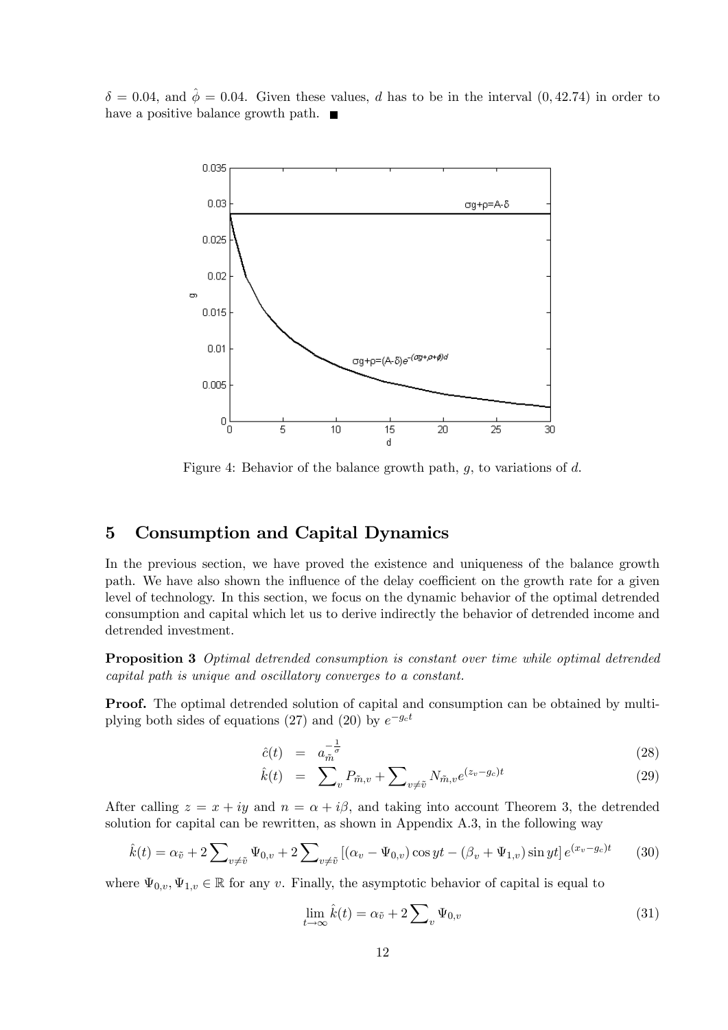$\delta = 0.04$, and $\hat{\phi} = 0.04$. Given these values, $d$ has to be in the interval $(0, 42.74)$ in order to have a positive balance growth path. ■

Figure 4: Behavior of the balance growth path, $g$, to variations of $d$.

## 5 Consumption and Capital Dynamics

In the previous section, we have proved the existence and uniqueness of the balance growth path. We have also shown the influence of the delay coefficient on the growth rate for a given level of technology. In this section, we focus on the dynamic behavior of the optimal detrended consumption and capital which let us to derive indirectly the behavior of detrended income and detrended investment.

**Proposition 3** *Optimal detrended consumption is constant over time while optimal detrended capital path is unique and oscillatory converges to a constant.*

**Proof.** The optimal detrended solution of capital and consumption can be obtained by multiplying both sides of equations (27) and (20) by $e^{-g_c t}$

$$\hat{c}(t) = a_{\tilde{m}}^{-\frac{1}{\sigma}} \tag{28}$$

$$\hat{k}(t) = \sum_{v} P_{\tilde{m},v} + \sum_{v \neq \tilde{v}} N_{\tilde{m},v} e^{(z_v - g_c)t} \tag{29}$$

After calling $z = x + iy$ and $n = \alpha + i\beta$, and taking into account Theorem 3, the detrended solution for capital can be rewritten, as shown in Appendix A.3, in the following way

$$\hat{k}(t) = \alpha_{\tilde{v}} + 2\sum_{v \neq \tilde{v}} \Psi_{0,v} + 2\sum_{v \neq \tilde{v}} \left[ (\alpha_v - \Psi_{0,v}) \cos yt - (\beta_v + \Psi_{1,v}) \sin yt \right] e^{(x_v - g_c)t} \tag{30}$$

where $\Psi_{0,v}, \Psi_{1,v} \in \mathbb{R}$ for any $v$. Finally, the asymptotic behavior of capital is equal to

$$\lim_{t \to \infty} \hat{k}(t) = \alpha_{\tilde{v}} + 2\sum_{v} \Psi_{0,v} \tag{31}$$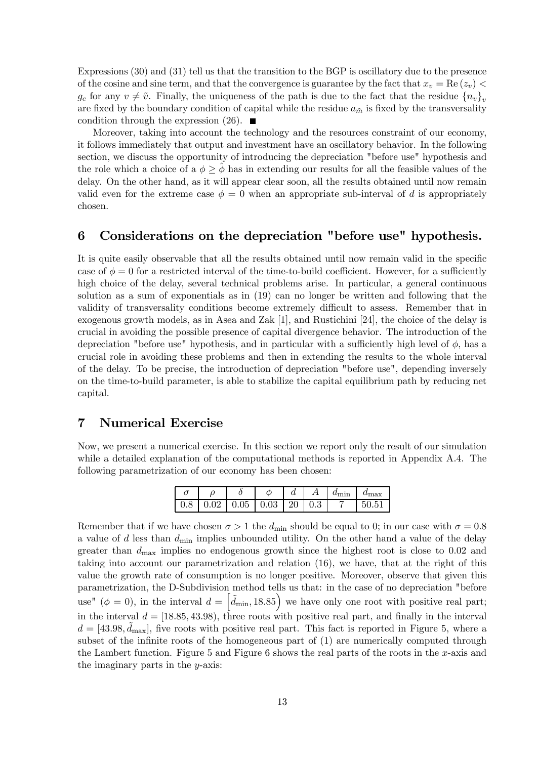Expressions (30) and (31) tell us that the transition to the BGP is oscillatory due to the presence of the cosine and sine term, and that the convergence is guarantee by the fact that $x_v = \text{Re}(z_v) < g_c$ for any $v \neq \tilde{v}$. Finally, the uniqueness of the path is due to the fact that the residue $\{n_v\}_v$ are fixed by the boundary condition of capital while the residue $a_{\tilde{m}}$ is fixed by the transversality condition through the expression (26). ■

Moreover, taking into account the technology and the resources constraint of our economy, it follows immediately that output and investment have an oscillatory behavior. In the following section, we discuss the opportunity of introducing the depreciation "before use" hypothesis and the role which a choice of a $\phi \geq \hat{\phi}$ has in extending our results for all the feasible values of the delay. On the other hand, as it will appear clear soon, all the results obtained until now remain valid even for the extreme case $\phi = 0$ when an appropriate sub-interval of $d$ is appropriately chosen.

## 6 Considerations on the depreciation "before use" hypothesis.

It is quite easily observable that all the results obtained until now remain valid in the specific case of $\phi = 0$ for a restricted interval of the time-to-build coefficient. However, for a sufficiently high choice of the delay, several technical problems arise. In particular, a general continuous solution as a sum of exponentials as in (19) can no longer be written and following that the validity of transversality conditions become extremely difficult to assess. Remember that in exogenous growth models, as in Asea and Zak [1], and Rustichini [24], the choice of the delay is crucial in avoiding the possible presence of capital divergence behavior. The introduction of the depreciation "before use" hypothesis, and in particular with a sufficiently high level of $\phi$, has a crucial role in avoiding these problems and then in extending the results to the whole interval of the delay. To be precise, the introduction of depreciation "before use", depending inversely on the time-to-build parameter, is able to stabilize the capital equilibrium path by reducing net capital.

## 7 Numerical Exercise

Now, we present a numerical exercise. In this section we report only the result of our simulation while a detailed explanation of the computational methods is reported in Appendix A.4. The following parametrization of our economy has been chosen:

| $\sigma$ | $\rho$ | $\delta$ | $\phi$ | $d$ | $A$ | $d_{\min}$ | $d_{\max}$ |
|---|---|---|---|---|---|---|---|
| 0.8 | 0.02 | 0.05 | 0.03 | 20 | 0.3 | 7 | 50.51 |

Remember that if we have chosen $\sigma > 1$ the $d_{\min}$ should be equal to 0; in our case with $\sigma = 0.8$ a value of $d$ less than $d_{\min}$ implies unbounded utility. On the other hand a value of the delay greater than $d_{\max}$ implies no endogenous growth since the highest root is close to 0.02 and taking into account our parametrization and relation (16), we have, that at the right of this value the growth rate of consumption is no longer positive. Moreover, observe that given this parametrization, the D-Subdivision method tells us that: in the case of no depreciation "before use" ($\phi = 0$), in the interval $d = \left[\tilde{d}_{\min}, 18.85\right)$ we have only one root with positive real part; in the interval $d = [18.85, 43.98)$, three roots with positive real part, and finally in the interval $d = [43.98, \tilde{d}_{\max}]$, five roots with positive real part. This fact is reported in Figure 5, where a subset of the infinite roots of the homogeneous part of (1) are numerically computed through the Lambert function. Figure 5 and Figure 6 shows the real parts of the roots in the $x$-axis and the imaginary parts in the $y$-axis: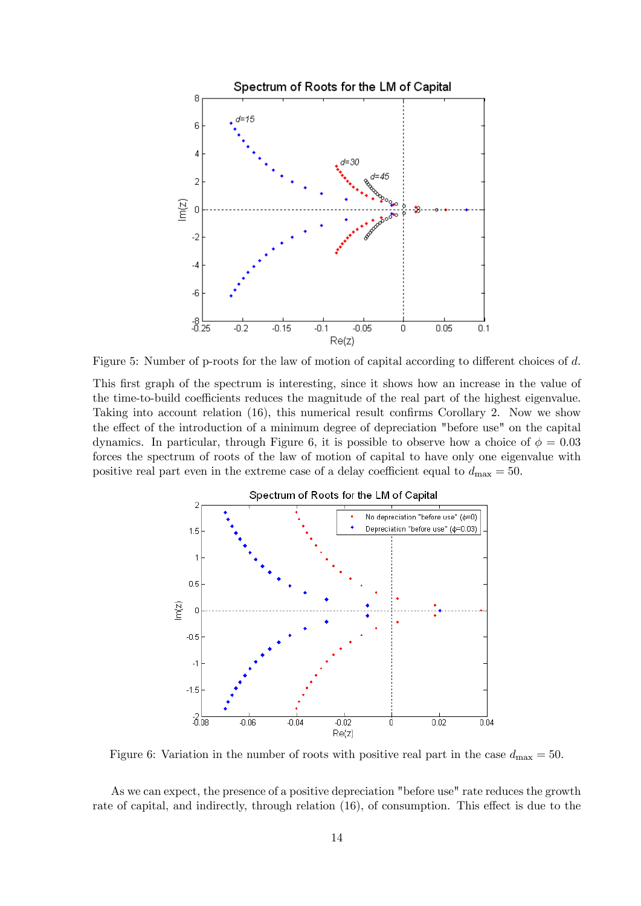Figure 5: Number of p-roots for the law of motion of capital according to different choices of $d$.

This first graph of the spectrum is interesting, since it shows how an increase in the value of the time-to-build coefficients reduces the magnitude of the real part of the highest eigenvalue. Taking into account relation (16), this numerical result confirms Corollary 2. Now we show the effect of the introduction of a minimum degree of depreciation "before use" on the capital dynamics. In particular, through Figure 6, it is possible to observe how a choice of $\phi = 0.03$ forces the spectrum of roots of the law of motion of capital to have only one eigenvalue with positive real part even in the extreme case of a delay coefficient equal to $d_{\max} = 50$.

Figure 6: Variation in the number of roots with positive real part in the case $d_{\max} = 50$.

As we can expect, the presence of a positive depreciation "before use" rate reduces the growth rate of capital, and indirectly, through relation (16), of consumption. This effect is due to the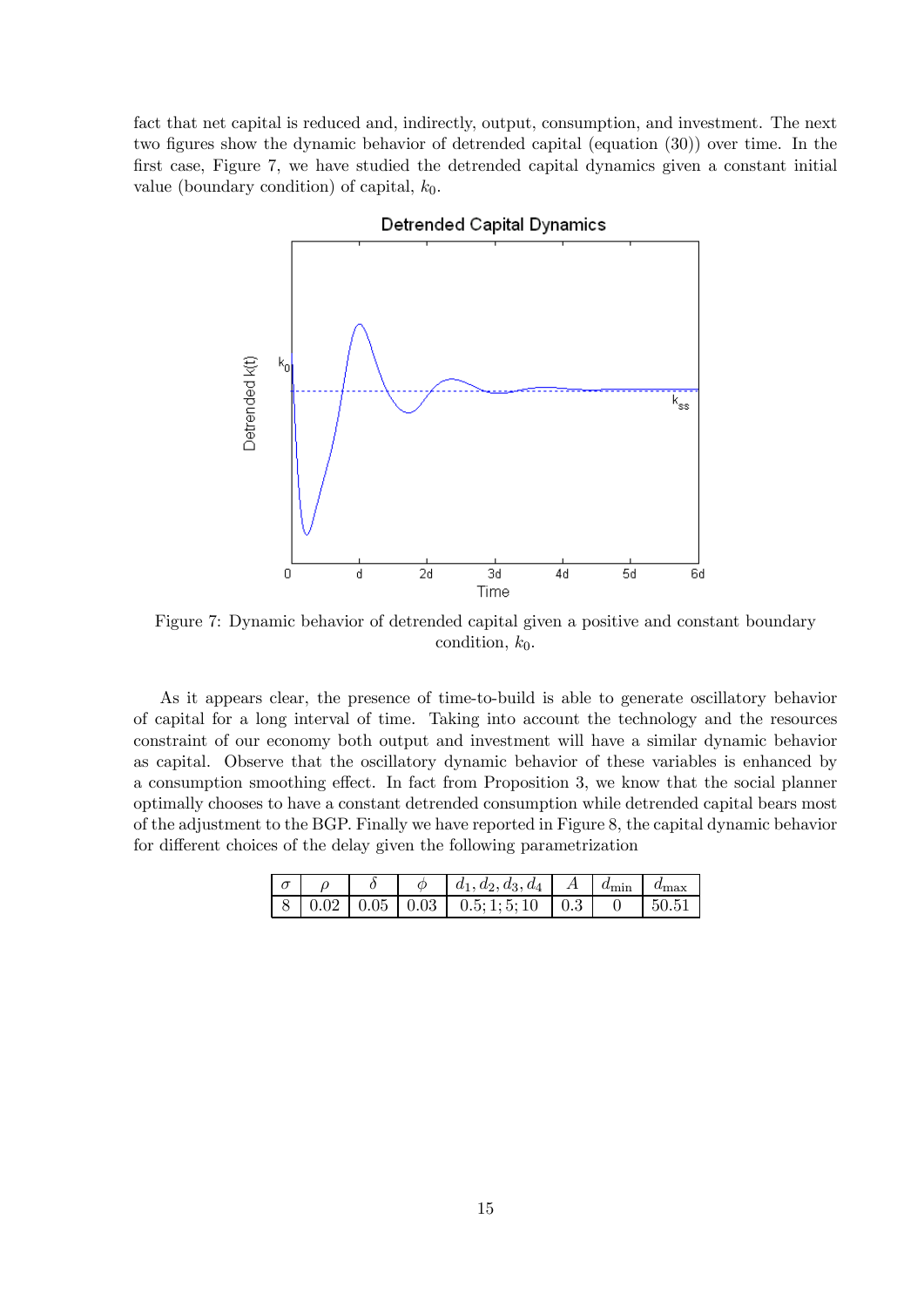fact that net capital is reduced and, indirectly, output, consumption, and investment. The next two figures show the dynamic behavior of detrended capital (equation (30)) over time. In the first case, Figure 7, we have studied the detrended capital dynamics given a constant initial value (boundary condition) of capital, $k_0$.

Figure 7: Dynamic behavior of detrended capital given a positive and constant boundary condition, $k_0$.

As it appears clear, the presence of time-to-build is able to generate oscillatory behavior of capital for a long interval of time. Taking into account the technology and the resources constraint of our economy both output and investment will have a similar dynamic behavior as capital. Observe that the oscillatory dynamic behavior of these variables is enhanced by a consumption smoothing effect. In fact from Proposition 3, we know that the social planner optimally chooses to have a constant detrended consumption while detrended capital bears most of the adjustment to the BGP. Finally we have reported in Figure 8, the capital dynamic behavior for different choices of the delay given the following parametrization

| $\sigma$ | $\rho$ | $\delta$ | $\phi$ | $d_1, d_2, d_3, d_4$ | $A$ | $d_{\min}$ | $d_{\max}$ |
|---|---|---|---|---|---|---|---|
| 8 | 0.02 | 0.05 | 0.03 | 0.5; 1; 5; 10 | 0.3 | 0 | 50.51 |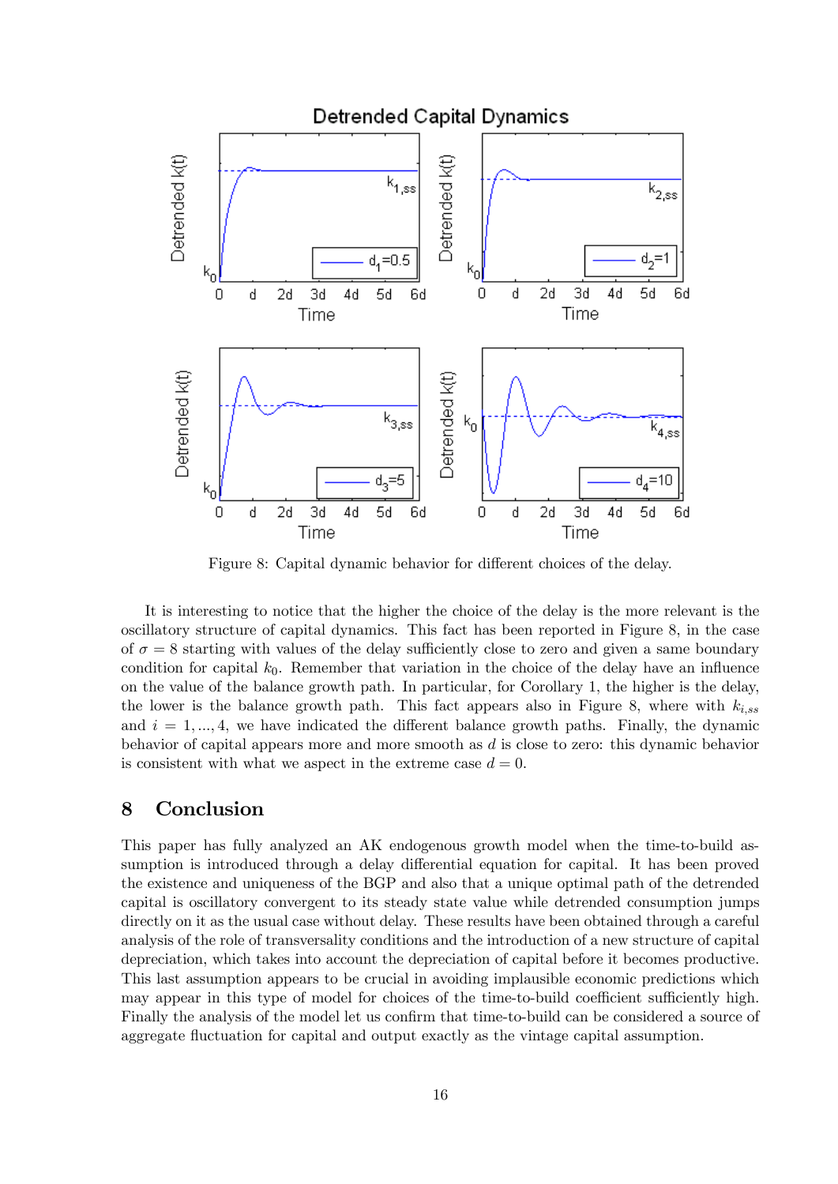Figure 8: Capital dynamic behavior for different choices of the delay.

It is interesting to notice that the higher the choice of the delay is the more relevant is the oscillatory structure of capital dynamics. This fact has been reported in Figure 8, in the case of $\sigma = 8$ starting with values of the delay sufficiently close to zero and given a same boundary condition for capital $k_0$. Remember that variation in the choice of the delay have an influence on the value of the balance growth path. In particular, for Corollary 1, the higher is the delay, the lower is the balance growth path. This fact appears also in Figure 8, where with $k_{i,ss}$ and $i = 1, ..., 4$, we have indicated the different balance growth paths. Finally, the dynamic behavior of capital appears more and more smooth as $d$ is close to zero: this dynamic behavior is consistent with what we aspect in the extreme case $d = 0$.

## 8 Conclusion

This paper has fully analyzed an AK endogenous growth model when the time-to-build assumption is introduced through a delay differential equation for capital. It has been proved the existence and uniqueness of the BGP and also that a unique optimal path of the detrended capital is oscillatory convergent to its steady state value while detrended consumption jumps directly on it as the usual case without delay. These results have been obtained through a careful analysis of the role of transversality conditions and the introduction of a new structure of capital depreciation, which takes into account the depreciation of capital before it becomes productive. This last assumption appears to be crucial in avoiding implausible economic predictions which may appear in this type of model for choices of the time-to-build coefficient sufficiently high. Finally the analysis of the model let us confirm that time-to-build can be considered a source of aggregate fluctuation for capital and output exactly as the vintage capital assumption.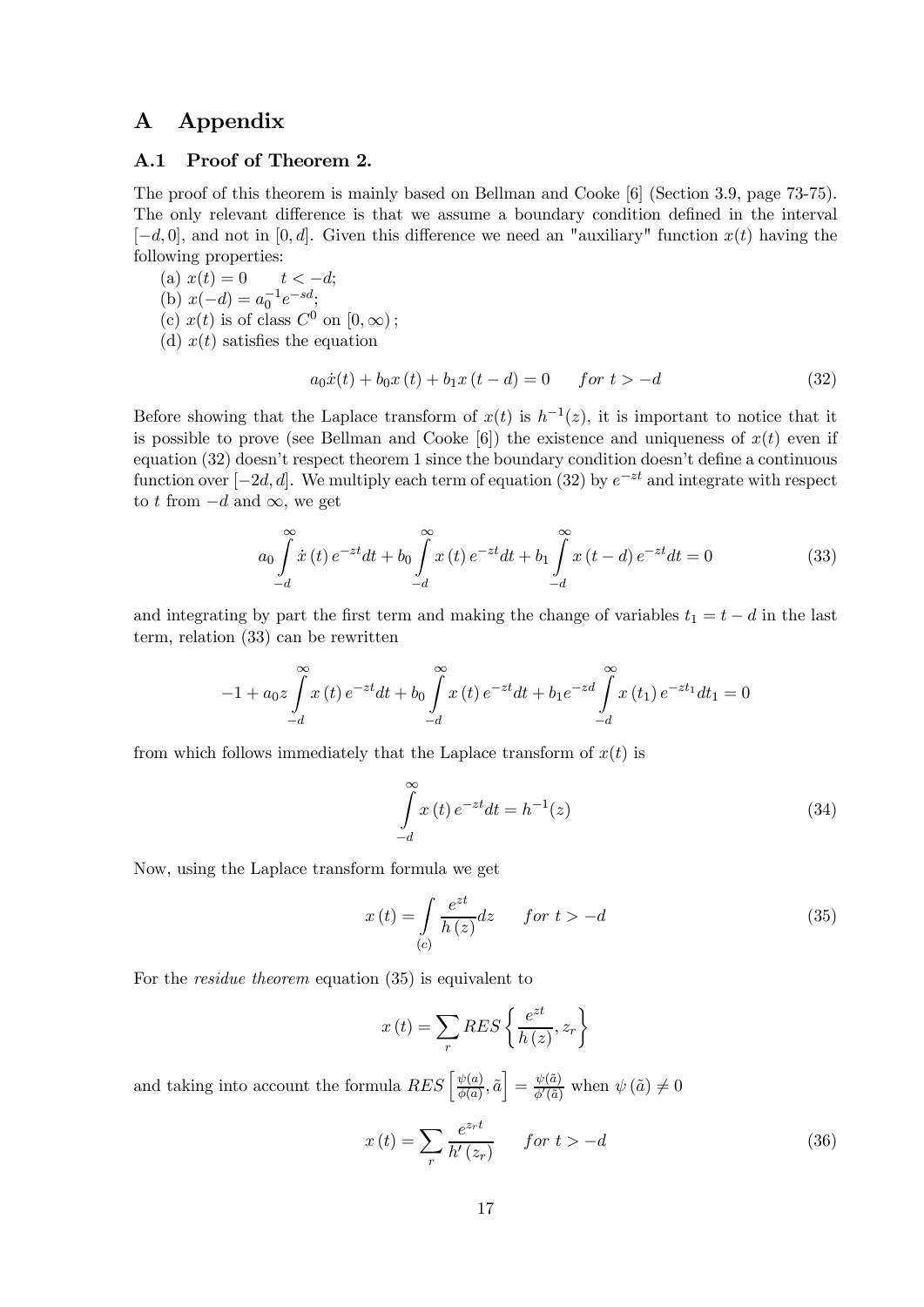# A Appendix

## A.1 Proof of Theorem 2.

The proof of this theorem is mainly based on Bellman and Cooke [6] (Section 3.9, page 73-75). The only relevant difference is that we assume a boundary condition defined in the interval $[-d, 0]$, and not in $[0, d]$. Given this difference we need an "auxiliary" function $x(t)$ having the following properties:

(a) $x(t) = 0 \qquad t < -d$;
(b) $x(-d) = a_0^{-1} e^{-sd}$;
(c) $x(t)$ is of class $C^0$ on $[0, \infty)$;
(d) $x(t)$ satisfies the equation

$$a_0 \dot{x}(t) + b_0 x(t) + b_1 x(t-d) = 0 \qquad for\ t > -d \tag{32}$$

Before showing that the Laplace transform of $x(t)$ is $h^{-1}(z)$, it is important to notice that it is possible to prove (see Bellman and Cooke [6]) the existence and uniqueness of $x(t)$ even if equation (32) doesn't respect theorem 1 since the boundary condition doesn't define a continuous function over $[-2d, d]$. We multiply each term of equation (32) by $e^{-zt}$ and integrate with respect to $t$ from $-d$ and $\infty$, we get

$$a_0 \int_{-d}^{\infty} \dot{x}(t) e^{-zt} dt + b_0 \int_{-d}^{\infty} x(t) e^{-zt} dt + b_1 \int_{-d}^{\infty} x(t-d) e^{-zt} dt = 0 \tag{33}$$

and integrating by part the first term and making the change of variables $t_1 = t - d$ in the last term, relation (33) can be rewritten

$$-1 + a_0 z \int_{-d}^{\infty} x(t) e^{-zt} dt + b_0 \int_{-d}^{\infty} x(t) e^{-zt} dt + b_1 e^{-zd} \int_{-d}^{\infty} x(t_1) e^{-zt_1} dt_1 = 0$$

from which follows immediately that the Laplace transform of $x(t)$ is

$$\int_{-d}^{\infty} x(t) e^{-zt} dt = h^{-1}(z) \tag{34}$$

Now, using the Laplace transform formula we get

$$x(t) = \int_{(c)} \frac{e^{zt}}{h(z)} dz \qquad for\ t > -d \tag{35}$$

For the *residue theorem* equation (35) is equivalent to

$$x(t) = \sum_r RES\left\{ \frac{e^{zt}}{h(z)}, z_r \right\}$$

and taking into account the formula $RES\left[\frac{\psi(a)}{\phi(a)}, \tilde{a}\right] = \frac{\psi(\tilde{a})}{\phi'(\tilde{a})}$ when $\psi(\tilde{a}) \neq 0$

$$x(t) = \sum_r \frac{e^{z_r t}}{h'(z_r)} \qquad for\ t > -d \tag{36}$$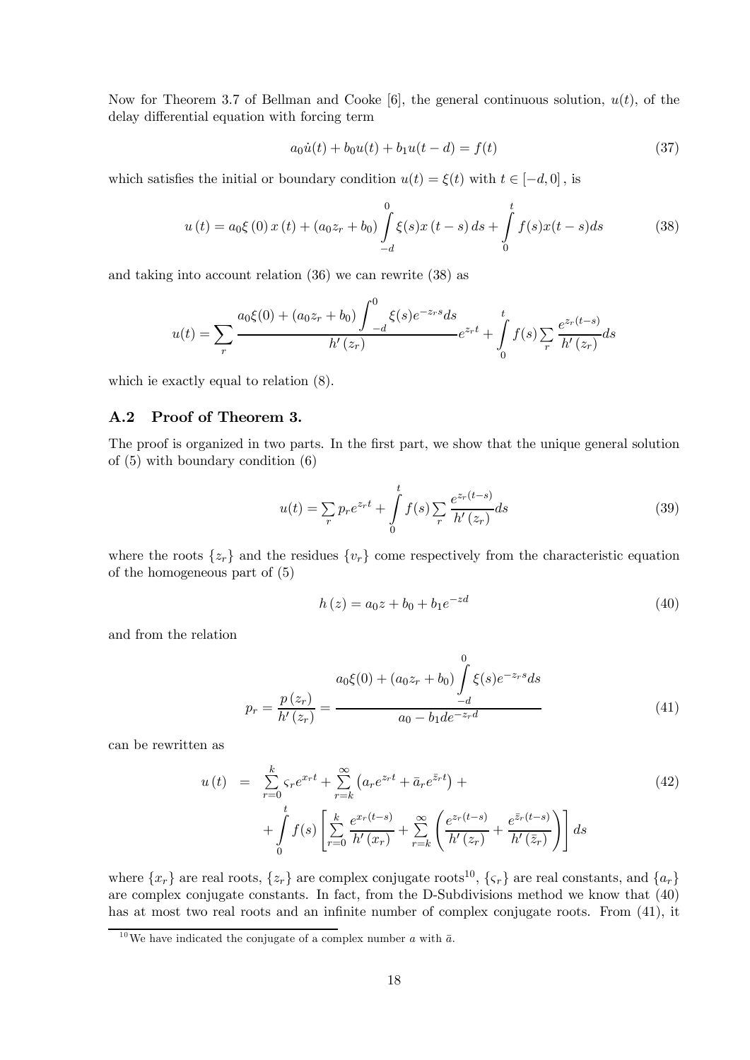Now for Theorem 3.7 of Bellman and Cooke [6], the general continuous solution, $u(t)$, of the delay differential equation with forcing term

$$a_0\dot{u}(t) + b_0u(t) + b_1u(t-d) = f(t) \tag{37}$$

which satisfies the initial or boundary condition $u(t) = \xi(t)$ with $t \in [-d, 0]$, is

$$u(t) = a_0\xi(0)\,x(t) + (a_0z_r + b_0)\int\limits_{-d}^{0}\xi(s)x(t-s)\,ds + \int\limits_{0}^{t} f(s)x(t-s)ds \tag{38}$$

and taking into account relation (36) we can rewrite (38) as

$$u(t) = \sum_r \frac{a_0\xi(0) + (a_0z_r + b_0)\displaystyle\int_{-d}^{0}\xi(s)e^{-z_rs}ds}{h'(z_r)}e^{z_rt} + \int\limits_{0}^{t} f(s)\sum_r \frac{e^{z_r(t-s)}}{h'(z_r)}ds$$

which ie exactly equal to relation (8).

## A.2 Proof of Theorem 3.

The proof is organized in two parts. In the first part, we show that the unique general solution of (5) with boundary condition (6)

$$u(t) = \sum_r p_re^{z_rt} + \int\limits_{0}^{t} f(s)\sum_r \frac{e^{z_r(t-s)}}{h'(z_r)}ds \tag{39}$$

where the roots $\{z_r\}$ and the residues $\{v_r\}$ come respectively from the characteristic equation of the homogeneous part of (5)

$$h(z) = a_0z + b_0 + b_1e^{-zd} \tag{40}$$

and from the relation

$$p_r = \frac{p(z_r)}{h'(z_r)} = \frac{a_0\xi(0) + (a_0z_r + b_0)\displaystyle\int\limits_{-d}^{0}\xi(s)e^{-z_rs}ds}{a_0 - b_1de^{-z_rd}} \tag{41}$$

can be rewritten as

$$\begin{aligned} u(t) &= \sum_{r=0}^{k}\varsigma_re^{x_rt} + \sum_{r=k}^{\infty}\left(a_re^{z_rt} + \bar{a}_re^{\bar{z}_rt}\right) + \\ &\quad + \int\limits_{0}^{t} f(s)\left[\sum_{r=0}^{k}\frac{e^{x_r(t-s)}}{h'(x_r)} + \sum_{r=k}^{\infty}\left(\frac{e^{z_r(t-s)}}{h'(z_r)} + \frac{e^{\bar{z}_r(t-s)}}{h'(\bar{z}_r)}\right)\right]ds \end{aligned} \tag{42}$$

where $\{x_r\}$ are real roots, $\{z_r\}$ are complex conjugate roots[10], $\{\varsigma_r\}$ are real constants, and $\{a_r\}$ are complex conjugate constants. In fact, from the D-Subdivisions method we know that (40) has at most two real roots and an infinite number of complex conjugate roots. From (41), it

[10] We have indicated the conjugate of a complex number $a$ with $\bar{a}$.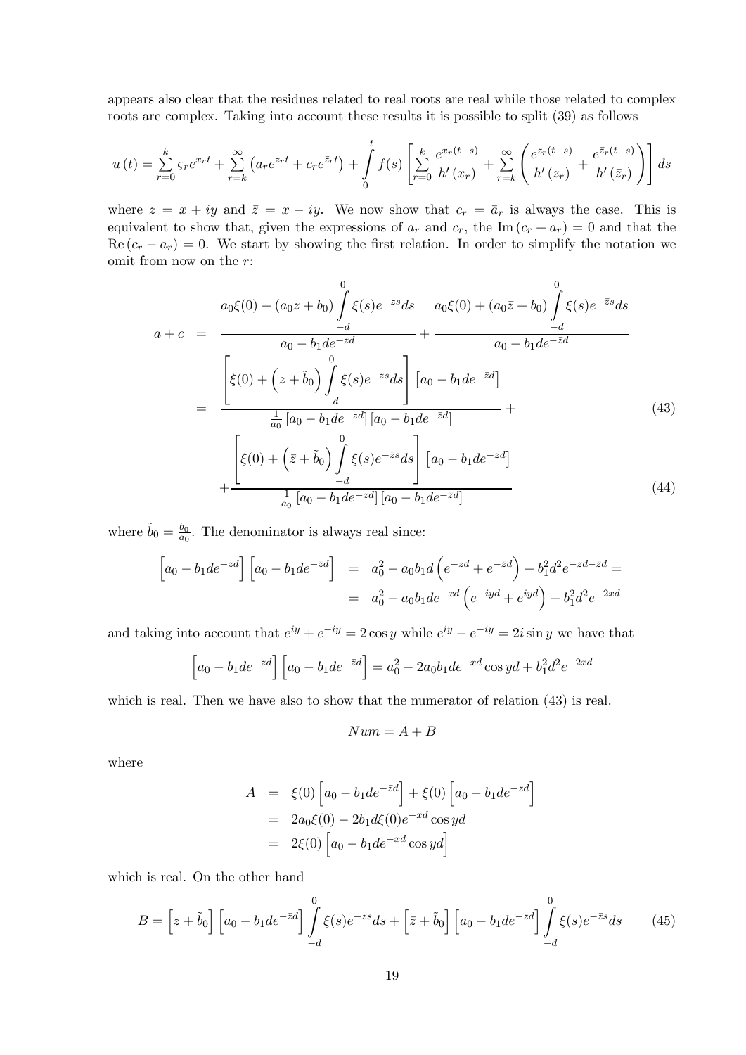appears also clear that the residues related to real roots are real while those related to complex roots are complex. Taking into account these results it is possible to split (39) as follows

$$u(t) = \sum_{r=0}^{k} \varsigma_r e^{x_r t} + \sum_{r=k}^{\infty} \left( a_r e^{z_r t} + c_r e^{\bar{z}_r t} \right) + \int_0^t f(s) \left[ \sum_{r=0}^{k} \frac{e^{x_r (t-s)}}{h'(x_r)} + \sum_{r=k}^{\infty} \left( \frac{e^{z_r (t-s)}}{h'(z_r)} + \frac{e^{\bar{z}_r (t-s)}}{h'(\bar{z}_r)} \right) \right] ds$$

where $z = x + iy$ and $\bar{z} = x - iy$. We now show that $c_r = \bar{a}_r$ is always the case. This is equivalent to show that, given the expressions of $a_r$ and $c_r$, the $\mathrm{Im}(c_r + a_r) = 0$ and that the $\mathrm{Re}(c_r - a_r) = 0$. We start by showing the first relation. In order to simplify the notation we omit from now on the $r$:

$$\begin{aligned}
a + c &= \frac{a_0 \xi(0) + (a_0 z + b_0) \int_{-d}^{0} \xi(s) e^{-zs} ds}{a_0 - b_1 d e^{-zd}} + \frac{a_0 \xi(0) + (a_0 \bar{z} + b_0) \int_{-d}^{0} \xi(s) e^{-\bar{z}s} ds}{a_0 - b_1 d e^{-\bar{z}d}} \\
&= \frac{\left[ \xi(0) + \left( z + \tilde{b}_0 \right) \int_{-d}^{0} \xi(s) e^{-zs} ds \right] \left[ a_0 - b_1 d e^{-\bar{z}d} \right]}{\frac{1}{a_0} \left[ a_0 - b_1 d e^{-zd} \right] \left[ a_0 - b_1 d e^{-\bar{z}d} \right]} + \qquad (43) \\
&\quad + \frac{\left[ \xi(0) + \left( \bar{z} + \tilde{b}_0 \right) \int_{-d}^{0} \xi(s) e^{-\bar{z}s} ds \right] \left[ a_0 - b_1 d e^{-zd} \right]}{\frac{1}{a_0} \left[ a_0 - b_1 d e^{-zd} \right] \left[ a_0 - b_1 d e^{-\bar{z}d} \right]} \qquad (44)
\end{aligned}$$

where $\tilde{b}_0 = \frac{b_0}{a_0}$. The denominator is always real since:

$$\begin{aligned}
\left[ a_0 - b_1 d e^{-zd} \right] \left[ a_0 - b_1 d e^{-\bar{z}d} \right] &= a_0^2 - a_0 b_1 d \left( e^{-zd} + e^{-\bar{z}d} \right) + b_1^2 d^2 e^{-zd - \bar{z}d} = \\
&= a_0^2 - a_0 b_1 d e^{-xd} \left( e^{-iyd} + e^{iyd} \right) + b_1^2 d^2 e^{-2xd}
\end{aligned}$$

and taking into account that $e^{iy} + e^{-iy} = 2\cos y$ while $e^{iy} - e^{-iy} = 2i \sin y$ we have that

$$\left[ a_0 - b_1 d e^{-zd} \right] \left[ a_0 - b_1 d e^{-\bar{z}d} \right] = a_0^2 - 2 a_0 b_1 d e^{-xd} \cos yd + b_1^2 d^2 e^{-2xd}$$

which is real. Then we have also to show that the numerator of relation (43) is real.

$$Num = A + B$$

where

$$\begin{aligned}
A &= \xi(0) \left[ a_0 - b_1 d e^{-\bar{z}d} \right] + \xi(0) \left[ a_0 - b_1 d e^{-zd} \right] \\
&= 2 a_0 \xi(0) - 2 b_1 d \xi(0) e^{-xd} \cos yd \\
&= 2 \xi(0) \left[ a_0 - b_1 d e^{-xd} \cos yd \right]
\end{aligned}$$

which is real. On the other hand

$$B = \left[ z + \tilde{b}_0 \right] \left[ a_0 - b_1 d e^{-\bar{z}d} \right] \int_{-d}^{0} \xi(s) e^{-zs} ds + \left[ \bar{z} + \tilde{b}_0 \right] \left[ a_0 - b_1 d e^{-zd} \right] \int_{-d}^{0} \xi(s) e^{-\bar{z}s} ds \qquad (45)$$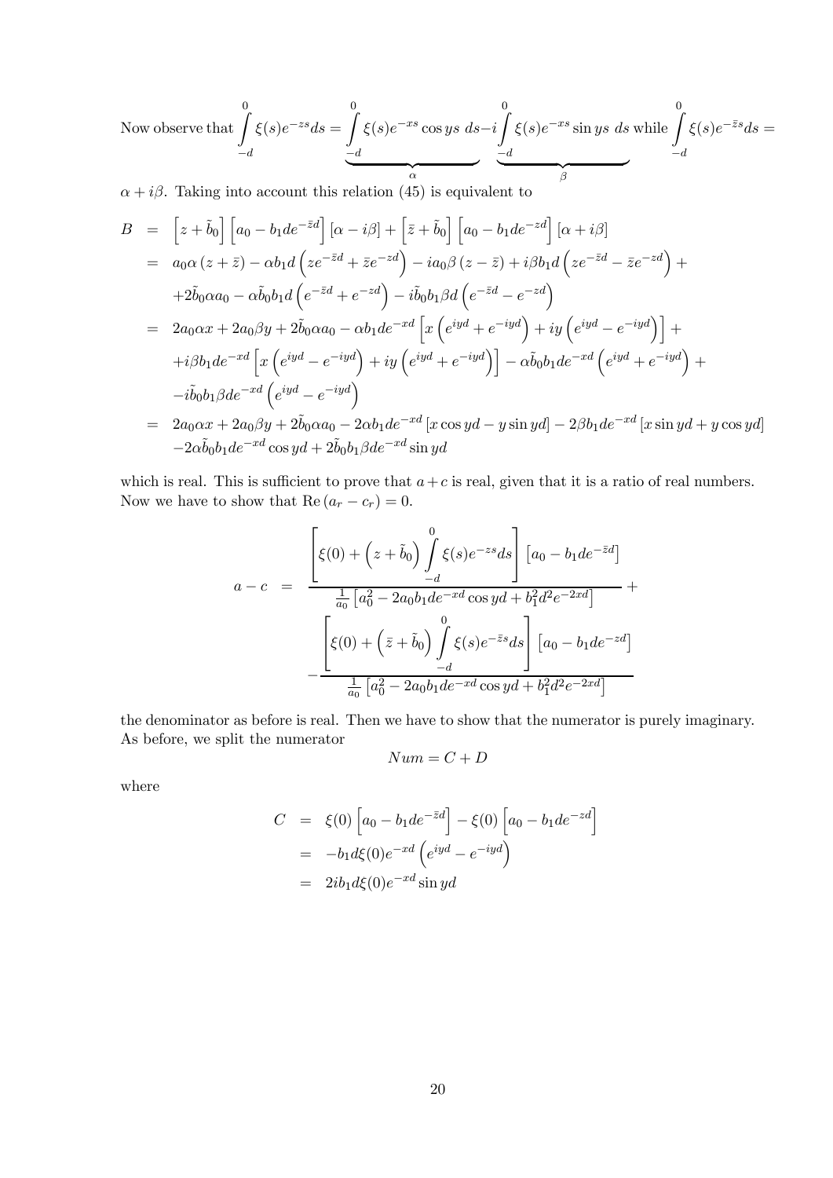Now observe that $\int_{-d}^{0} \xi(s)e^{-zs}ds = \underbrace{\int_{-d}^{0} \xi(s)e^{-xs}\cos ys\ ds}_{\alpha} - i\underbrace{\int_{-d}^{0} \xi(s)e^{-xs}\sin ys\ ds}_{\beta}$ while $\int_{-d}^{0} \xi(s)e^{-\bar{z}s}ds = \alpha + i\beta$. Taking into account this relation (45) is equivalent to

$$
\begin{aligned}
B &= \left[z+\tilde{b}_0\right]\left[a_0 - b_1 d e^{-\bar{z}d}\right][\alpha - i\beta] + \left[\bar{z}+\tilde{b}_0\right]\left[a_0 - b_1 d e^{-zd}\right][\alpha + i\beta] \\
&= a_0\alpha\,(z+\bar{z}) - \alpha b_1 d\left(z e^{-\bar{z}d} + \bar{z}e^{-zd}\right) - i a_0\beta\,(z-\bar{z}) + i\beta b_1 d\left(z e^{-\bar{z}d} - \bar{z}e^{-zd}\right) + \\
&\quad + 2\tilde{b}_0\alpha a_0 - \alpha\tilde{b}_0 b_1 d\left(e^{-\bar{z}d} + e^{-zd}\right) - i\tilde{b}_0 b_1\beta d\left(e^{-\bar{z}d} - e^{-zd}\right) \\
&= 2a_0\alpha x + 2a_0\beta y + 2\tilde{b}_0\alpha a_0 - \alpha b_1 d e^{-xd}\left[x\left(e^{iyd}+e^{-iyd}\right) + iy\left(e^{iyd}-e^{-iyd}\right)\right] + \\
&\quad + i\beta b_1 d e^{-xd}\left[x\left(e^{iyd}-e^{-iyd}\right) + iy\left(e^{iyd}+e^{-iyd}\right)\right] - \alpha\tilde{b}_0 b_1 d e^{-xd}\left(e^{iyd}+e^{-iyd}\right) + \\
&\quad - i\tilde{b}_0 b_1\beta d e^{-xd}\left(e^{iyd}-e^{-iyd}\right) \\
&= 2a_0\alpha x + 2a_0\beta y + 2\tilde{b}_0\alpha a_0 - 2\alpha b_1 d e^{-xd}\left[x\cos yd - y\sin yd\right] - 2\beta b_1 d e^{-xd}\left[x\sin yd + y\cos yd\right] \\
&\quad - 2\alpha\tilde{b}_0 b_1 d e^{-xd}\cos yd + 2\tilde{b}_0 b_1\beta d e^{-xd}\sin yd
\end{aligned}
$$

which is real. This is sufficient to prove that $a+c$ is real, given that it is a ratio of real numbers. Now we have to show that $\mathrm{Re}\,(a_r - c_r) = 0$.

$$
\begin{aligned}
a - c &= \frac{\left[\xi(0) + \left(z+\tilde{b}_0\right)\int_{-d}^{0}\xi(s)e^{-zs}ds\right]\left[a_0 - b_1 d e^{-\bar{z}d}\right]}{\frac{1}{a_0}\left[a_0^2 - 2a_0 b_1 d e^{-xd}\cos yd + b_1^2 d^2 e^{-2xd}\right]} + \\
&\quad - \frac{\left[\xi(0) + \left(\bar{z}+\tilde{b}_0\right)\int_{-d}^{0}\xi(s)e^{-\bar{z}s}ds\right]\left[a_0 - b_1 d e^{-zd}\right]}{\frac{1}{a_0}\left[a_0^2 - 2a_0 b_1 d e^{-xd}\cos yd + b_1^2 d^2 e^{-2xd}\right]}
\end{aligned}
$$

the denominator as before is real. Then we have to show that the numerator is purely imaginary. As before, we split the numerator

$$
Num = C + D
$$

where

$$
\begin{aligned}
C &= \xi(0)\left[a_0 - b_1 d e^{-\bar{z}d}\right] - \xi(0)\left[a_0 - b_1 d e^{-zd}\right] \\
&= -b_1 d\xi(0)e^{-xd}\left(e^{iyd} - e^{-iyd}\right) \\
&= 2ib_1 d\xi(0)e^{-xd}\sin yd
\end{aligned}
$$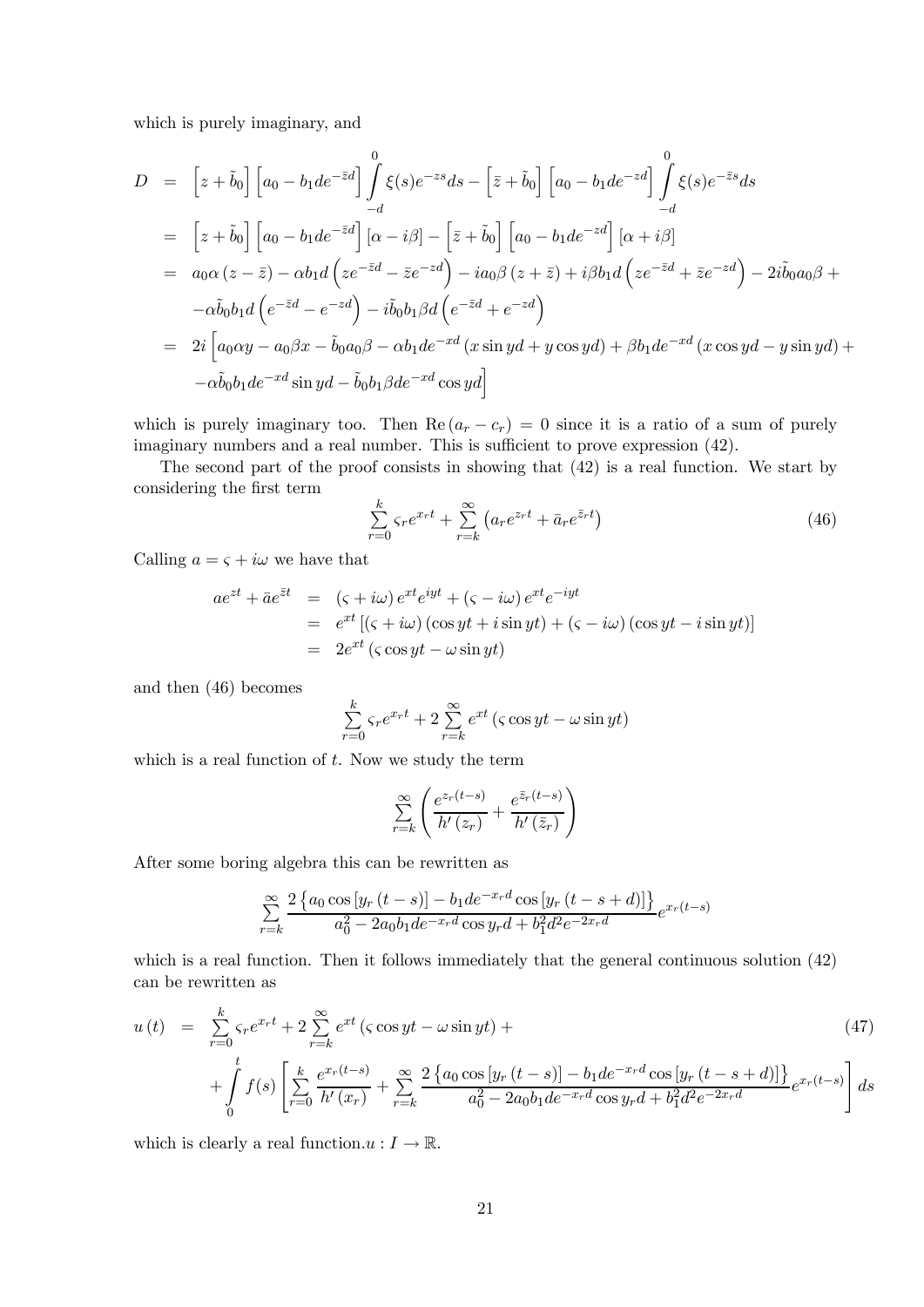which is purely imaginary, and

$$
\begin{aligned}
D &= \left[z+\tilde{b}_0\right]\left[a_0 - b_1 d e^{-\bar{z}d}\right]\int_{-d}^{0}\xi(s)e^{-zs}ds - \left[\bar{z}+\tilde{b}_0\right]\left[a_0 - b_1 d e^{-zd}\right]\int_{-d}^{0}\xi(s)e^{-\bar{z}s}ds \\
&= \left[z+\tilde{b}_0\right]\left[a_0 - b_1 d e^{-\bar{z}d}\right][\alpha - i\beta] - \left[\bar{z}+\tilde{b}_0\right]\left[a_0 - b_1 d e^{-zd}\right][\alpha + i\beta] \\
&= a_0\alpha\left(z-\bar{z}\right) - \alpha b_1 d\left(ze^{-\bar{z}d} - \bar{z}e^{-zd}\right) - ia_0\beta\left(z+\bar{z}\right) + i\beta b_1 d\left(ze^{-\bar{z}d} + \bar{z}e^{-zd}\right) - 2i\tilde{b}_0 a_0\beta + \\
&\quad -\alpha\tilde{b}_0 b_1 d\left(e^{-\bar{z}d} - e^{-zd}\right) - i\tilde{b}_0 b_1\beta d\left(e^{-\bar{z}d} + e^{-zd}\right) \\
&= 2i\Big[a_0\alpha y - a_0\beta x - \tilde{b}_0 a_0\beta - \alpha b_1 d e^{-xd}\left(x\sin yd + y\cos yd\right) + \beta b_1 d e^{-xd}\left(x\cos yd - y\sin yd\right) + \\
&\quad -\alpha\tilde{b}_0 b_1 d e^{-xd}\sin yd - \tilde{b}_0 b_1\beta d e^{-xd}\cos yd\Big]
\end{aligned}
$$

which is purely imaginary too. Then $\mathrm{Re}\left(a_r - c_r\right) = 0$ since it is a ratio of a sum of purely imaginary numbers and a real number. This is sufficient to prove expression (42).

The second part of the proof consists in showing that (42) is a real function. We start by considering the first term

$$
\sum_{r=0}^{k}\varsigma_r e^{x_r t} + \sum_{r=k}^{\infty}\left(a_r e^{z_r t} + \bar{a}_r e^{\bar{z}_r t}\right) \tag{46}
$$

Calling $a = \varsigma + i\omega$ we have that

$$
\begin{aligned}
ae^{zt} + \bar{a}e^{\bar{z}t} &= \left(\varsigma + i\omega\right)e^{xt}e^{iyt} + \left(\varsigma - i\omega\right)e^{xt}e^{-iyt} \\
&= e^{xt}\left[\left(\varsigma + i\omega\right)\left(\cos yt + i\sin yt\right) + \left(\varsigma - i\omega\right)\left(\cos yt - i\sin yt\right)\right] \\
&= 2e^{xt}\left(\varsigma\cos yt - \omega\sin yt\right)
\end{aligned}
$$

and then (46) becomes

$$
\sum_{r=0}^{k}\varsigma_r e^{x_r t} + 2\sum_{r=k}^{\infty}e^{xt}\left(\varsigma\cos yt - \omega\sin yt\right)
$$

which is a real function of $t$. Now we study the term

$$
\sum_{r=k}^{\infty}\left(\frac{e^{z_r(t-s)}}{h'\left(z_r\right)} + \frac{e^{\bar{z}_r(t-s)}}{h'\left(\bar{z}_r\right)}\right)
$$

After some boring algebra this can be rewritten as

$$
\sum_{r=k}^{\infty}\frac{2\left\{a_0\cos\left[y_r\left(t-s\right)\right] - b_1 d e^{-x_r d}\cos\left[y_r\left(t-s+d\right)\right]\right\}}{a_0^2 - 2a_0 b_1 d e^{-x_r d}\cos y_r d + b_1^2 d^2 e^{-2x_r d}}e^{x_r(t-s)}
$$

which is a real function. Then it follows immediately that the general continuous solution (42) can be rewritten as

$$
\begin{aligned}
u\left(t\right) &= \sum_{r=0}^{k}\varsigma_r e^{x_r t} + 2\sum_{r=k}^{\infty}e^{xt}\left(\varsigma\cos yt - \omega\sin yt\right) + \\
&\quad + \int_0^t f(s)\left[\sum_{r=0}^{k}\frac{e^{x_r(t-s)}}{h'\left(x_r\right)} + \sum_{r=k}^{\infty}\frac{2\left\{a_0\cos\left[y_r\left(t-s\right)\right] - b_1 d e^{-x_r d}\cos\left[y_r\left(t-s+d\right)\right]\right\}}{a_0^2 - 2a_0 b_1 d e^{-x_r d}\cos y_r d + b_1^2 d^2 e^{-2x_r d}}e^{x_r(t-s)}\right]ds
\end{aligned} \tag{47}
$$

which is clearly a real function.$u : I \to \mathbb{R}$.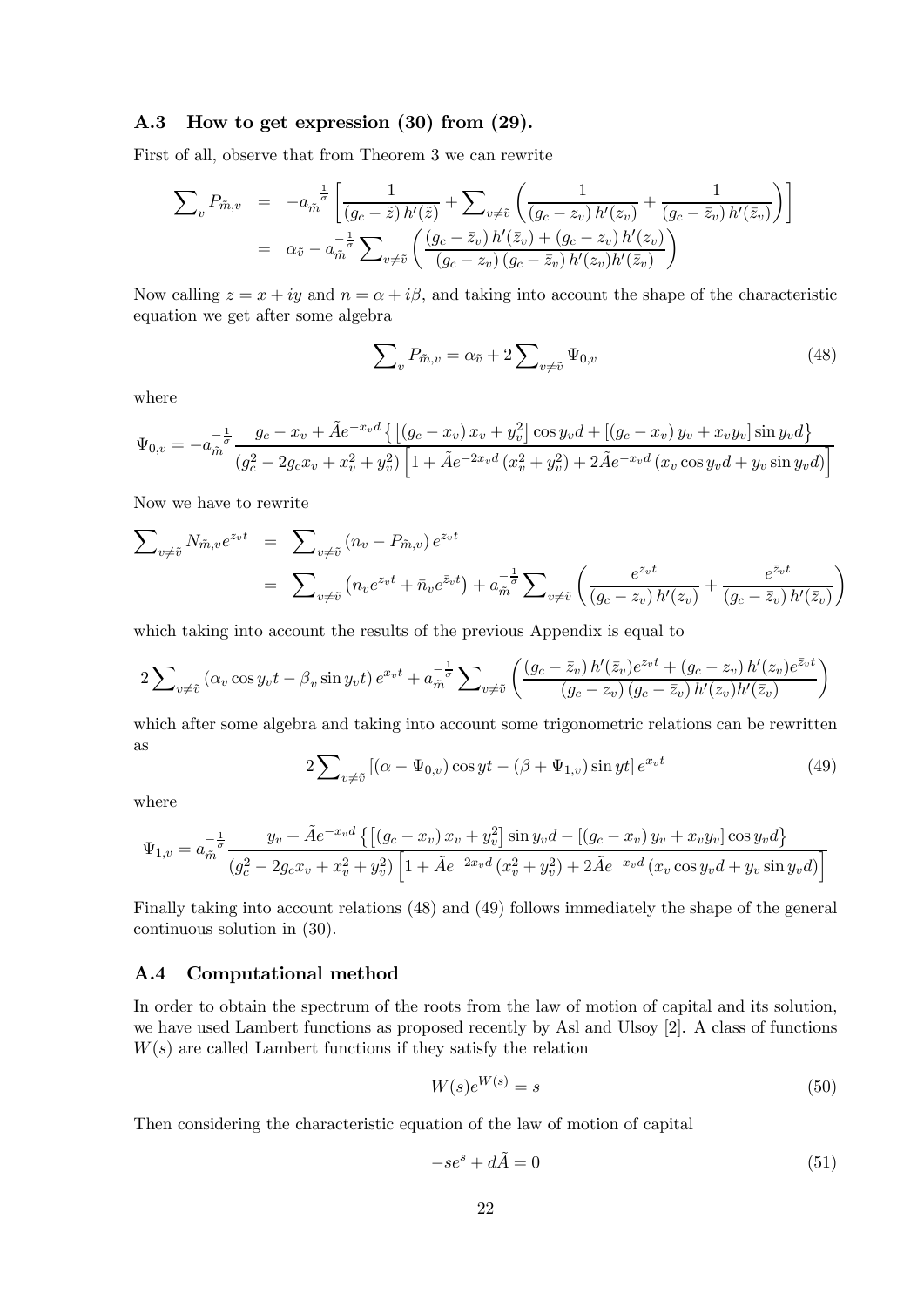### A.3 How to get expression (30) from (29).

First of all, observe that from Theorem 3 we can rewrite

$$
\begin{aligned}
\sum\nolimits_{v} P_{\tilde{m},v} &= -a_{\tilde{m}}^{-\frac{1}{\sigma}} \left[ \frac{1}{(g_c - \tilde{z})\, h'(\tilde{z})} + \sum\nolimits_{v\neq\tilde{v}} \left( \frac{1}{(g_c - z_v)\, h'(z_v)} + \frac{1}{(g_c - \bar{z}_v)\, h'(\bar{z}_v)} \right) \right] \\
&= \alpha_{\tilde{v}} - a_{\tilde{m}}^{-\frac{1}{\sigma}} \sum\nolimits_{v\neq\tilde{v}} \left( \frac{(g_c - \bar{z}_v)\, h'(\bar{z}_v) + (g_c - z_v)\, h'(z_v)}{(g_c - z_v)\,(g_c - \bar{z}_v)\, h'(z_v) h'(\bar{z}_v)} \right)
\end{aligned}
$$

Now calling $z = x + iy$ and $n = \alpha + i\beta$, and taking into account the shape of the characteristic equation we get after some algebra

$$
\sum\nolimits_{v} P_{\tilde{m},v} = \alpha_{\tilde{v}} + 2 \sum\nolimits_{v\neq\tilde{v}} \Psi_{0,v} \tag{48}
$$

where

$$
\Psi_{0,v} = -a_{\tilde{m}}^{-\frac{1}{\sigma}} \frac{g_c - x_v + \tilde{A}e^{-x_v d} \left\{ \left[ (g_c - x_v)\, x_v + y_v^2 \right] \cos y_v d + \left[ (g_c - x_v)\, y_v + x_v y_v \right] \sin y_v d \right\}}{(g_c^2 - 2g_c x_v + x_v^2 + y_v^2) \left[ 1 + \tilde{A}e^{-2x_v d}\,(x_v^2 + y_v^2) + 2\tilde{A}e^{-x_v d}\,(x_v \cos y_v d + y_v \sin y_v d) \right]}
$$

Now we have to rewrite

$$
\begin{aligned}
\sum\nolimits_{v\neq\tilde{v}} N_{\tilde{m},v} e^{z_v t} &= \sum\nolimits_{v\neq\tilde{v}} (n_v - P_{\tilde{m},v})\, e^{z_v t} \\
&= \sum\nolimits_{v\neq\tilde{v}} \left( n_v e^{z_v t} + \bar{n}_v e^{\bar{z}_v t} \right) + a_{\tilde{m}}^{-\frac{1}{\sigma}} \sum\nolimits_{v\neq\tilde{v}} \left( \frac{e^{z_v t}}{(g_c - z_v)\, h'(z_v)} + \frac{e^{\bar{z}_v t}}{(g_c - \bar{z}_v)\, h'(\bar{z}_v)} \right)
\end{aligned}
$$

which taking into account the results of the previous Appendix is equal to

$$
2\sum\nolimits_{v\neq\tilde{v}} (\alpha_v \cos y_v t - \beta_v \sin y_v t)\, e^{x_v t} + a_{\tilde{m}}^{-\frac{1}{\sigma}} \sum\nolimits_{v\neq\tilde{v}} \left( \frac{(g_c - \bar{z}_v)\, h'(\bar{z}_v) e^{z_v t} + (g_c - z_v)\, h'(z_v) e^{\bar{z}_v t}}{(g_c - z_v)\,(g_c - \bar{z}_v)\, h'(z_v) h'(\bar{z}_v)} \right)
$$

which after some algebra and taking into account some trigonometric relations can be rewritten as

$$
2\sum\nolimits_{v\neq\tilde{v}} \left[ (\alpha - \Psi_{0,v}) \cos yt - (\beta + \Psi_{1,v}) \sin yt \right] e^{x_v t} \tag{49}
$$

where

$$
\Psi_{1,v} = a_{\tilde{m}}^{-\frac{1}{\sigma}} \frac{y_v + \tilde{A}e^{-x_v d} \left\{ \left[ (g_c - x_v)\, x_v + y_v^2 \right] \sin y_v d - \left[ (g_c - x_v)\, y_v + x_v y_v \right] \cos y_v d \right\}}{(g_c^2 - 2g_c x_v + x_v^2 + y_v^2) \left[ 1 + \tilde{A}e^{-2x_v d}\,(x_v^2 + y_v^2) + 2\tilde{A}e^{-x_v d}\,(x_v \cos y_v d + y_v \sin y_v d) \right]}
$$

Finally taking into account relations (48) and (49) follows immediately the shape of the general continuous solution in (30).

### A.4 Computational method

In order to obtain the spectrum of the roots from the law of motion of capital and its solution, we have used Lambert functions as proposed recently by Asl and Ulsoy [2]. A class of functions $W(s)$ are called Lambert functions if they satisfy the relation

$$
W(s)e^{W(s)} = s \tag{50}
$$

Then considering the characteristic equation of the law of motion of capital

$$
-se^{s} + d\tilde{A} = 0 \tag{51}
$$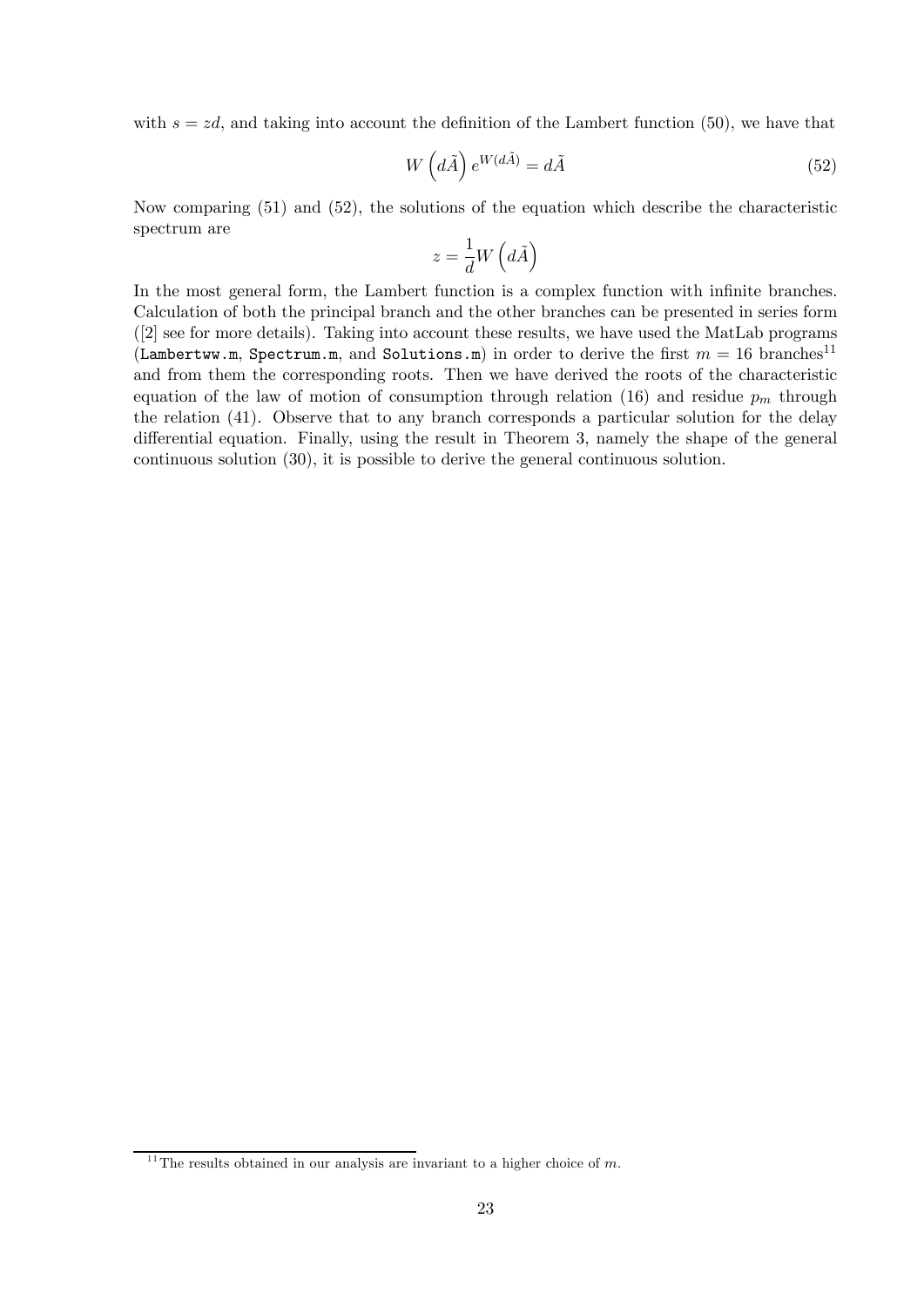with $s = zd$, and taking into account the definition of the Lambert function (50), we have that

$$W\left(d\tilde{A}\right)e^{W(d\tilde{A})} = d\tilde{A} \tag{52}$$

Now comparing (51) and (52), the solutions of the equation which describe the characteristic spectrum are

$$z = \frac{1}{d}W\left(d\tilde{A}\right)$$

In the most general form, the Lambert function is a complex function with infinite branches. Calculation of both the principal branch and the other branches can be presented in series form ([2] see for more details). Taking into account these results, we have used the MatLab programs (`Lambertww.m`, `Spectrum.m`, and `Solutions.m`) in order to derive the first $m = 16$ branches[11] and from them the corresponding roots. Then we have derived the roots of the characteristic equation of the law of motion of consumption through relation (16) and residue $p_m$ through the relation (41). Observe that to any branch corresponds a particular solution for the delay differential equation. Finally, using the result in Theorem 3, namely the shape of the general continuous solution (30), it is possible to derive the general continuous solution.

---

[11] The results obtained in our analysis are invariant to a higher choice of $m$.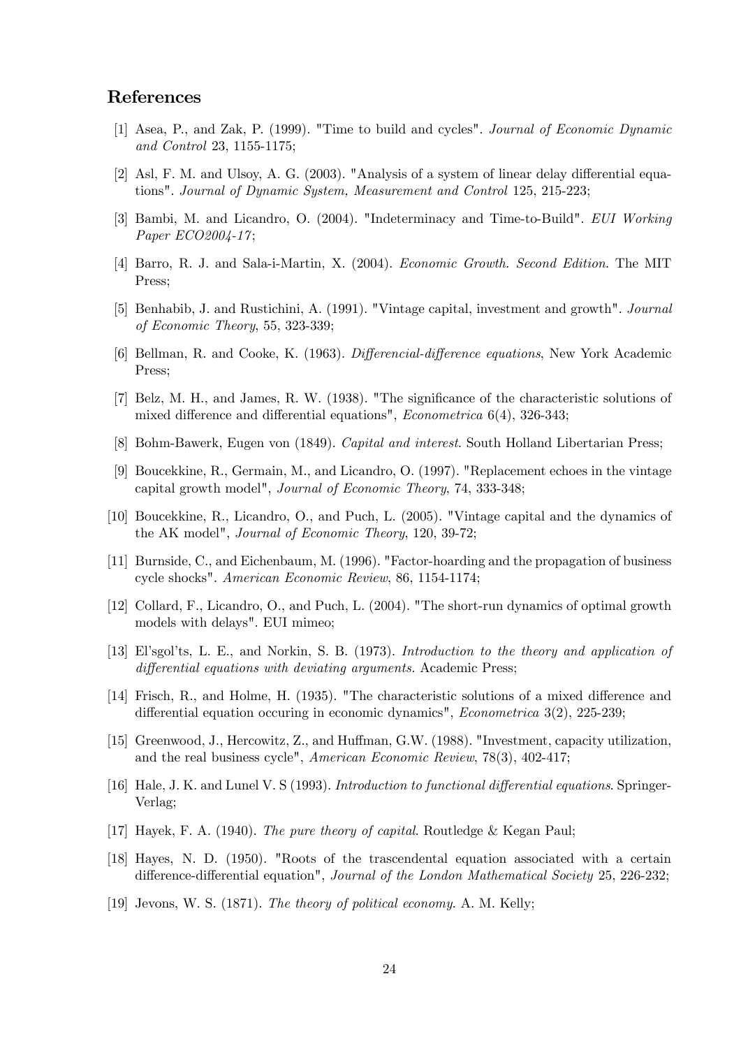## References

[1] Asea, P., and Zak, P. (1999). "Time to build and cycles". *Journal of Economic Dynamic and Control* 23, 1155-1175;

[2] Asl, F. M. and Ulsoy, A. G. (2003). "Analysis of a system of linear delay differential equations". *Journal of Dynamic System, Measurement and Control* 125, 215-223;

[3] Bambi, M. and Licandro, O. (2004). "Indeterminacy and Time-to-Build". *EUI Working Paper ECO2004-17*;

[4] Barro, R. J. and Sala-i-Martin, X. (2004). *Economic Growth. Second Edition*. The MIT Press;

[5] Benhabib, J. and Rustichini, A. (1991). "Vintage capital, investment and growth". *Journal of Economic Theory*, 55, 323-339;

[6] Bellman, R. and Cooke, K. (1963). *Differencial-difference equations*, New York Academic Press;

[7] Belz, M. H., and James, R. W. (1938). "The significance of the characteristic solutions of mixed difference and differential equations", *Econometrica* 6(4), 326-343;

[8] Bohm-Bawerk, Eugen von (1849). *Capital and interest*. South Holland Libertarian Press;

[9] Boucekkine, R., Germain, M., and Licandro, O. (1997). "Replacement echoes in the vintage capital growth model", *Journal of Economic Theory*, 74, 333-348;

[10] Boucekkine, R., Licandro, O., and Puch, L. (2005). "Vintage capital and the dynamics of the AK model", *Journal of Economic Theory*, 120, 39-72;

[11] Burnside, C., and Eichenbaum, M. (1996). "Factor-hoarding and the propagation of business cycle shocks". *American Economic Review*, 86, 1154-1174;

[12] Collard, F., Licandro, O., and Puch, L. (2004). "The short-run dynamics of optimal growth models with delays". EUI mimeo;

[13] El'sgol'ts, L. E., and Norkin, S. B. (1973). *Introduction to the theory and application of differential equations with deviating arguments.* Academic Press;

[14] Frisch, R., and Holme, H. (1935). "The characteristic solutions of a mixed difference and differential equation occuring in economic dynamics", *Econometrica* 3(2), 225-239;

[15] Greenwood, J., Hercowitz, Z., and Huffman, G.W. (1988). "Investment, capacity utilization, and the real business cycle", *American Economic Review*, 78(3), 402-417;

[16] Hale, J. K. and Lunel V. S (1993). *Introduction to functional differential equations*. Springer-Verlag;

[17] Hayek, F. A. (1940). *The pure theory of capital*. Routledge & Kegan Paul;

[18] Hayes, N. D. (1950). "Roots of the trascendental equation associated with a certain difference-differential equation", *Journal of the London Mathematical Society* 25, 226-232;

[19] Jevons, W. S. (1871). *The theory of political economy*. A. M. Kelly;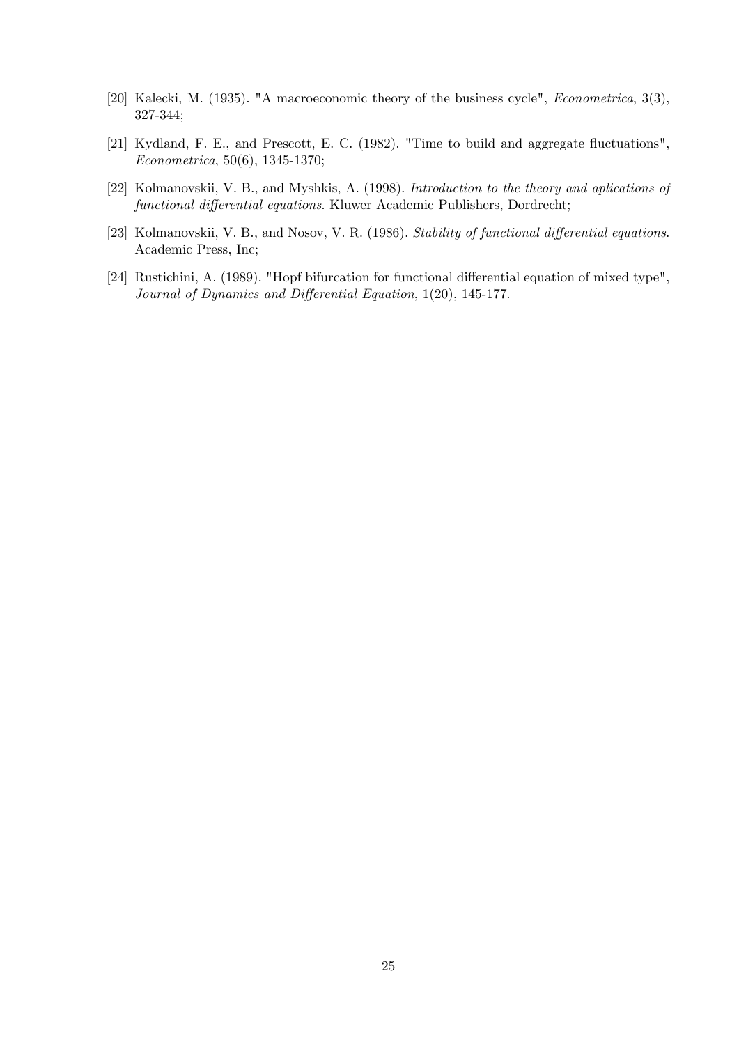[20] Kalecki, M. (1935). "A macroeconomic theory of the business cycle", *Econometrica*, 3(3), 327-344;

[21] Kydland, F. E., and Prescott, E. C. (1982). "Time to build and aggregate fluctuations", *Econometrica*, 50(6), 1345-1370;

[22] Kolmanovskii, V. B., and Myshkis, A. (1998). *Introduction to the theory and aplications of functional differential equations*. Kluwer Academic Publishers, Dordrecht;

[23] Kolmanovskii, V. B., and Nosov, V. R. (1986). *Stability of functional differential equations*. Academic Press, Inc;

[24] Rustichini, A. (1989). "Hopf bifurcation for functional differential equation of mixed type", *Journal of Dynamics and Differential Equation*, 1(20), 145-177.